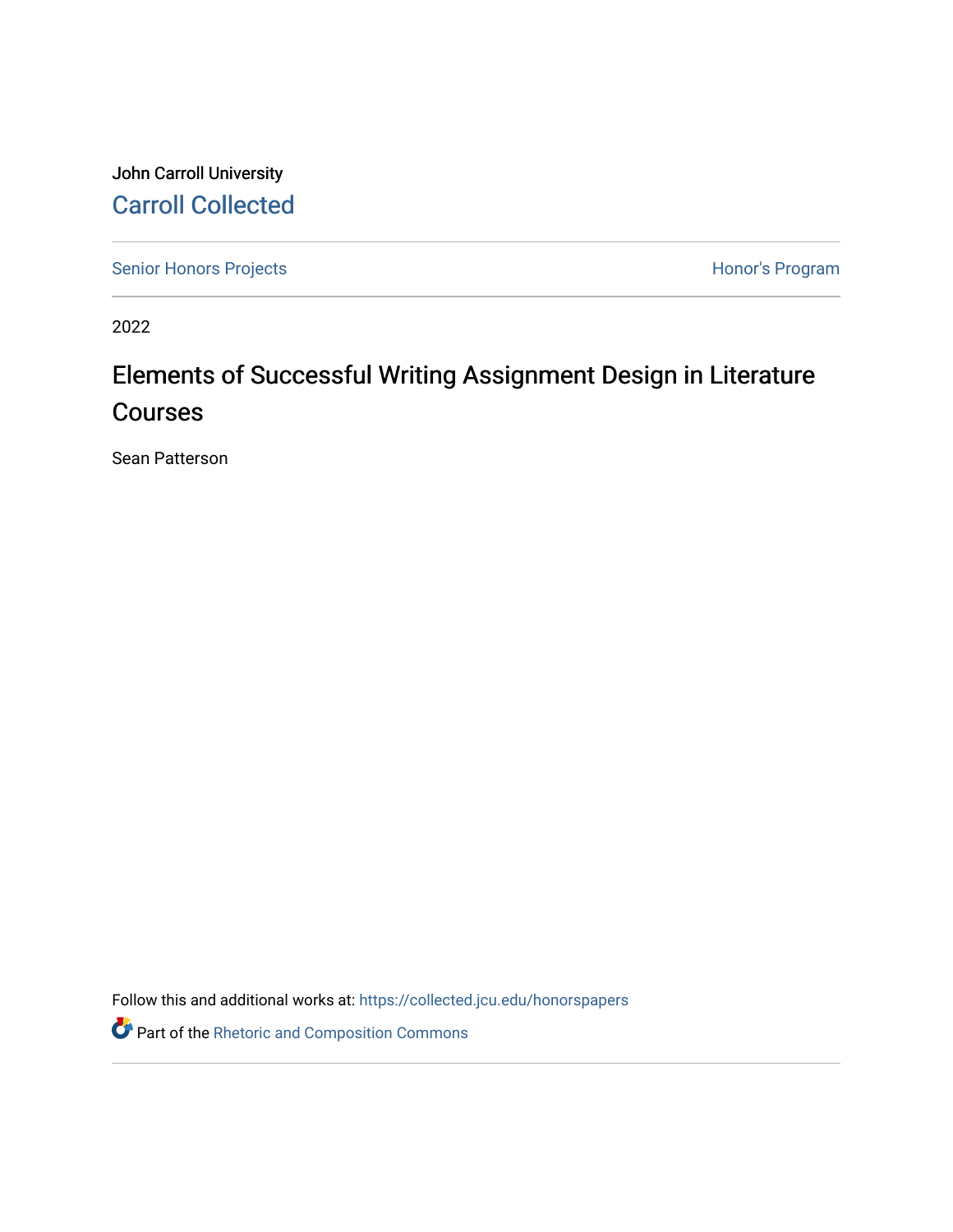John Carroll University

Carroll Collected

Senior Honors Projects

Honor's Program

2022

# Elements of Successful Writing Assignment Design in Literature Courses

Sean Patterson

Follow this and additional works at: https://collected.jcu.edu/honorspapers

Part of the Rhetoric and Composition Commons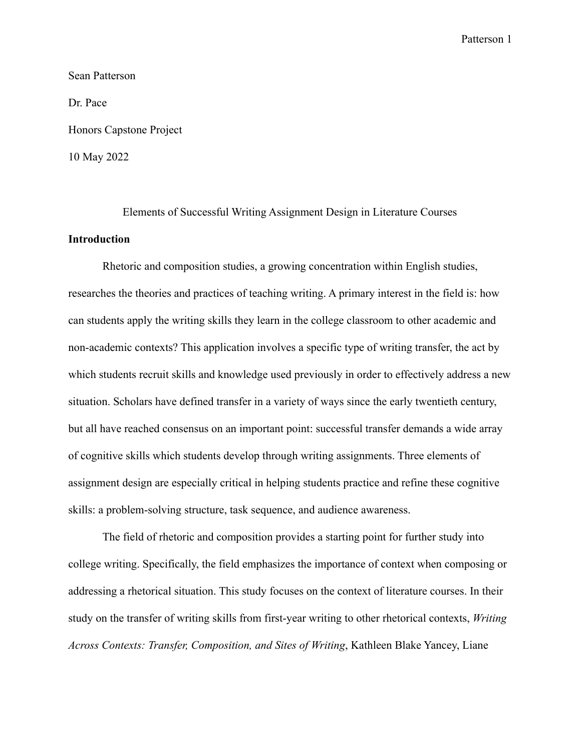Sean Patterson

Dr. Pace

Honors Capstone Project

10 May 2022

# Elements of Successful Writing Assignment Design in Literature Courses

## Introduction

Rhetoric and composition studies, a growing concentration within English studies, researches the theories and practices of teaching writing. A primary interest in the field is: how can students apply the writing skills they learn in the college classroom to other academic and non-academic contexts? This application involves a specific type of writing transfer, the act by which students recruit skills and knowledge used previously in order to effectively address a new situation. Scholars have defined transfer in a variety of ways since the early twentieth century, but all have reached consensus on an important point: successful transfer demands a wide array of cognitive skills which students develop through writing assignments. Three elements of assignment design are especially critical in helping students practice and refine these cognitive skills: a problem-solving structure, task sequence, and audience awareness.

The field of rhetoric and composition provides a starting point for further study into college writing. Specifically, the field emphasizes the importance of context when composing or addressing a rhetorical situation. This study focuses on the context of literature courses. In their study on the transfer of writing skills from first-year writing to other rhetorical contexts, *Writing Across Contexts: Transfer, Composition, and Sites of Writing*, Kathleen Blake Yancey, Liane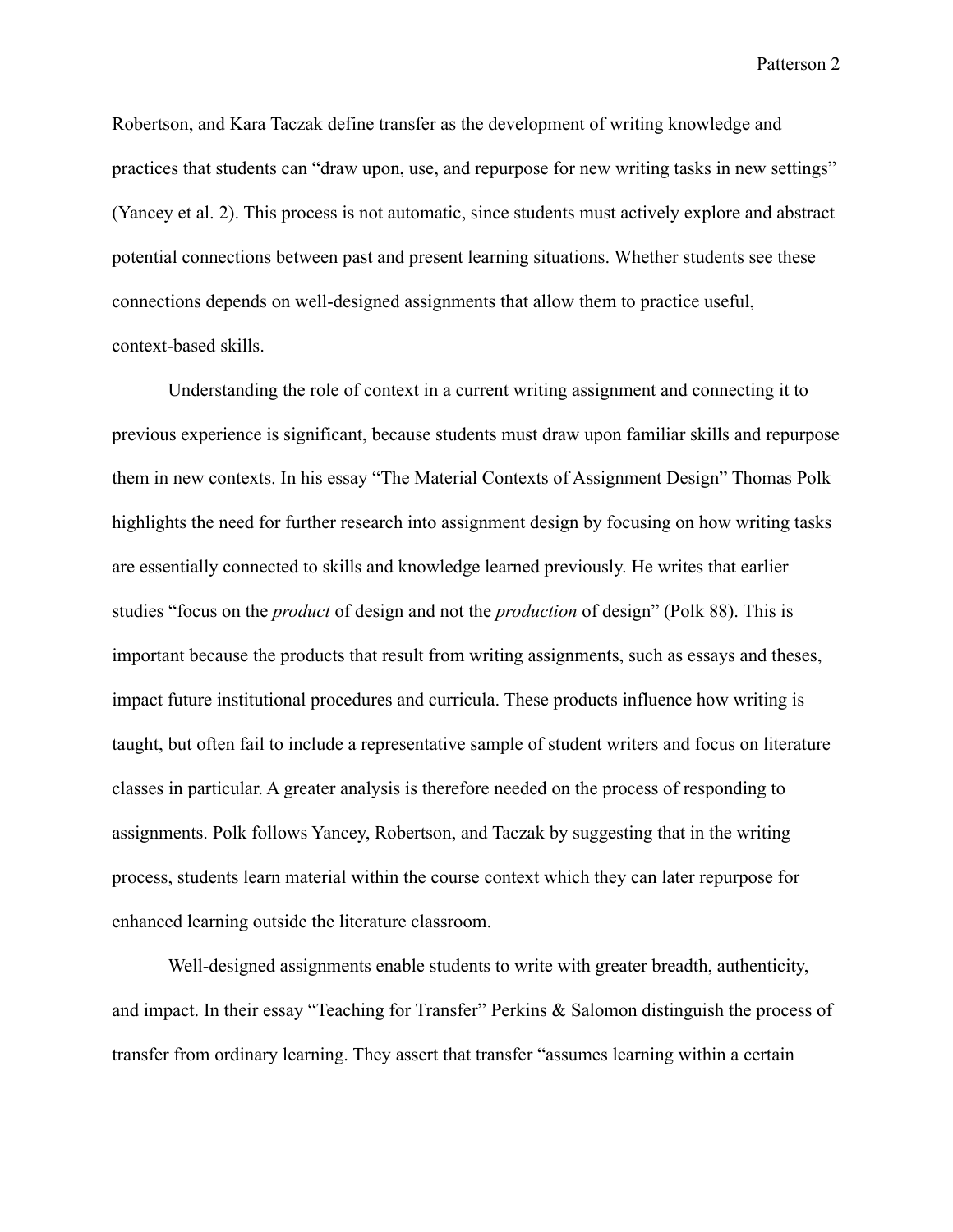Robertson, and Kara Taczak define transfer as the development of writing knowledge and practices that students can "draw upon, use, and repurpose for new writing tasks in new settings" (Yancey et al. 2). This process is not automatic, since students must actively explore and abstract potential connections between past and present learning situations. Whether students see these connections depends on well-designed assignments that allow them to practice useful, context-based skills.

Understanding the role of context in a current writing assignment and connecting it to previous experience is significant, because students must draw upon familiar skills and repurpose them in new contexts. In his essay "The Material Contexts of Assignment Design" Thomas Polk highlights the need for further research into assignment design by focusing on how writing tasks are essentially connected to skills and knowledge learned previously. He writes that earlier studies "focus on the *product* of design and not the *production* of design" (Polk 88). This is important because the products that result from writing assignments, such as essays and theses, impact future institutional procedures and curricula. These products influence how writing is taught, but often fail to include a representative sample of student writers and focus on literature classes in particular. A greater analysis is therefore needed on the process of responding to assignments. Polk follows Yancey, Robertson, and Taczak by suggesting that in the writing process, students learn material within the course context which they can later repurpose for enhanced learning outside the literature classroom.

Well-designed assignments enable students to write with greater breadth, authenticity, and impact. In their essay "Teaching for Transfer" Perkins & Salomon distinguish the process of transfer from ordinary learning. They assert that transfer "assumes learning within a certain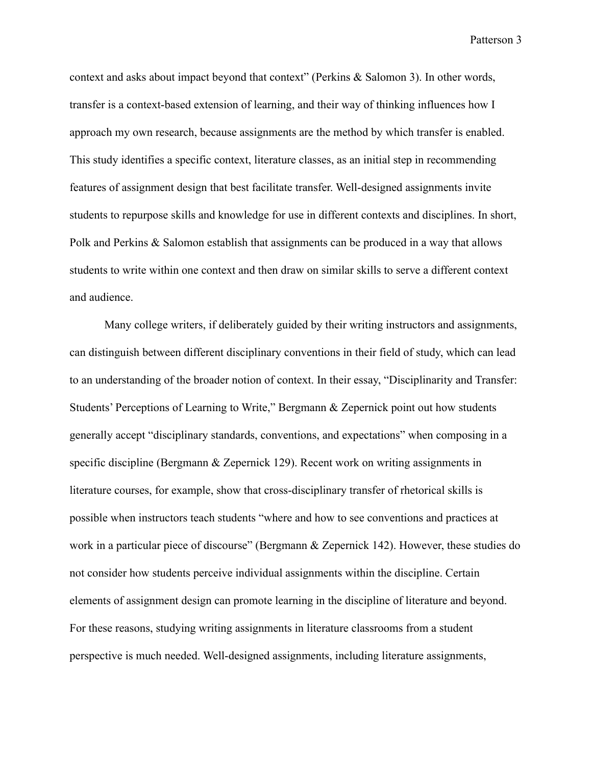context and asks about impact beyond that context" (Perkins & Salomon 3). In other words, transfer is a context-based extension of learning, and their way of thinking influences how I approach my own research, because assignments are the method by which transfer is enabled. This study identifies a specific context, literature classes, as an initial step in recommending features of assignment design that best facilitate transfer. Well-designed assignments invite students to repurpose skills and knowledge for use in different contexts and disciplines. In short, Polk and Perkins & Salomon establish that assignments can be produced in a way that allows students to write within one context and then draw on similar skills to serve a different context and audience.

Many college writers, if deliberately guided by their writing instructors and assignments, can distinguish between different disciplinary conventions in their field of study, which can lead to an understanding of the broader notion of context. In their essay, "Disciplinarity and Transfer: Students' Perceptions of Learning to Write," Bergmann & Zepernick point out how students generally accept "disciplinary standards, conventions, and expectations" when composing in a specific discipline (Bergmann & Zepernick 129). Recent work on writing assignments in literature courses, for example, show that cross-disciplinary transfer of rhetorical skills is possible when instructors teach students "where and how to see conventions and practices at work in a particular piece of discourse" (Bergmann & Zepernick 142). However, these studies do not consider how students perceive individual assignments within the discipline. Certain elements of assignment design can promote learning in the discipline of literature and beyond. For these reasons, studying writing assignments in literature classrooms from a student perspective is much needed. Well-designed assignments, including literature assignments,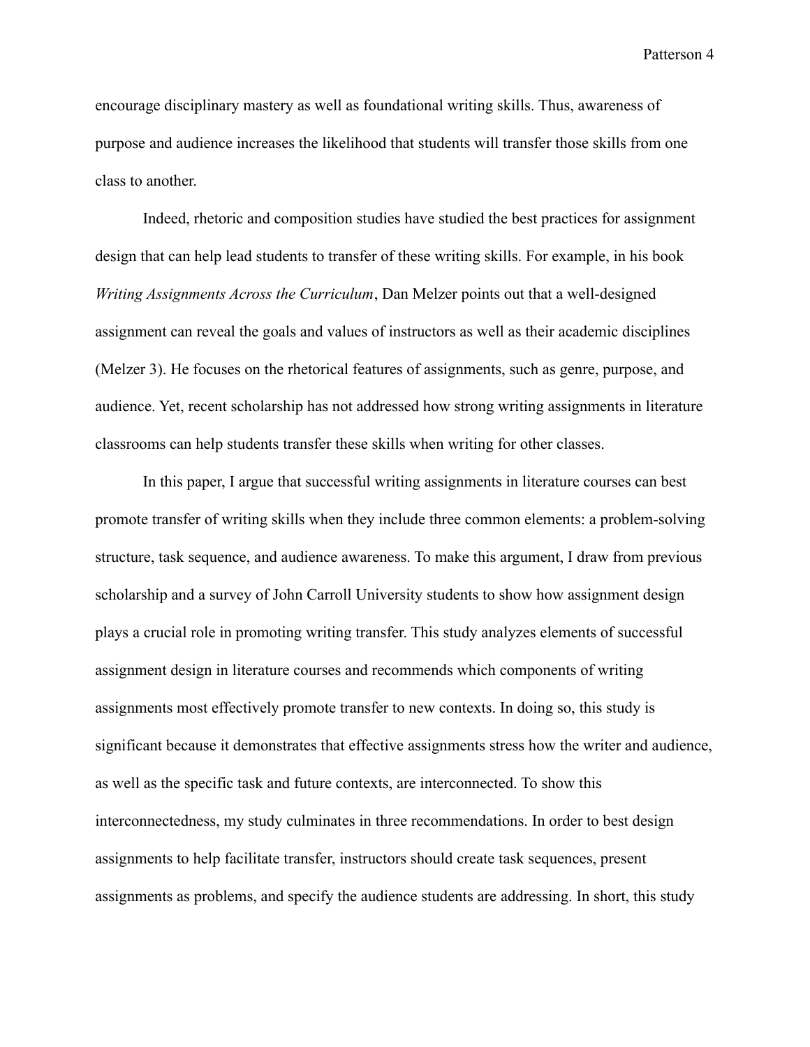encourage disciplinary mastery as well as foundational writing skills. Thus, awareness of purpose and audience increases the likelihood that students will transfer those skills from one class to another.

Indeed, rhetoric and composition studies have studied the best practices for assignment design that can help lead students to transfer of these writing skills. For example, in his book *Writing Assignments Across the Curriculum*, Dan Melzer points out that a well-designed assignment can reveal the goals and values of instructors as well as their academic disciplines (Melzer 3). He focuses on the rhetorical features of assignments, such as genre, purpose, and audience. Yet, recent scholarship has not addressed how strong writing assignments in literature classrooms can help students transfer these skills when writing for other classes.

In this paper, I argue that successful writing assignments in literature courses can best promote transfer of writing skills when they include three common elements: a problem-solving structure, task sequence, and audience awareness. To make this argument, I draw from previous scholarship and a survey of John Carroll University students to show how assignment design plays a crucial role in promoting writing transfer. This study analyzes elements of successful assignment design in literature courses and recommends which components of writing assignments most effectively promote transfer to new contexts. In doing so, this study is significant because it demonstrates that effective assignments stress how the writer and audience, as well as the specific task and future contexts, are interconnected. To show this interconnectedness, my study culminates in three recommendations. In order to best design assignments to help facilitate transfer, instructors should create task sequences, present assignments as problems, and specify the audience students are addressing. In short, this study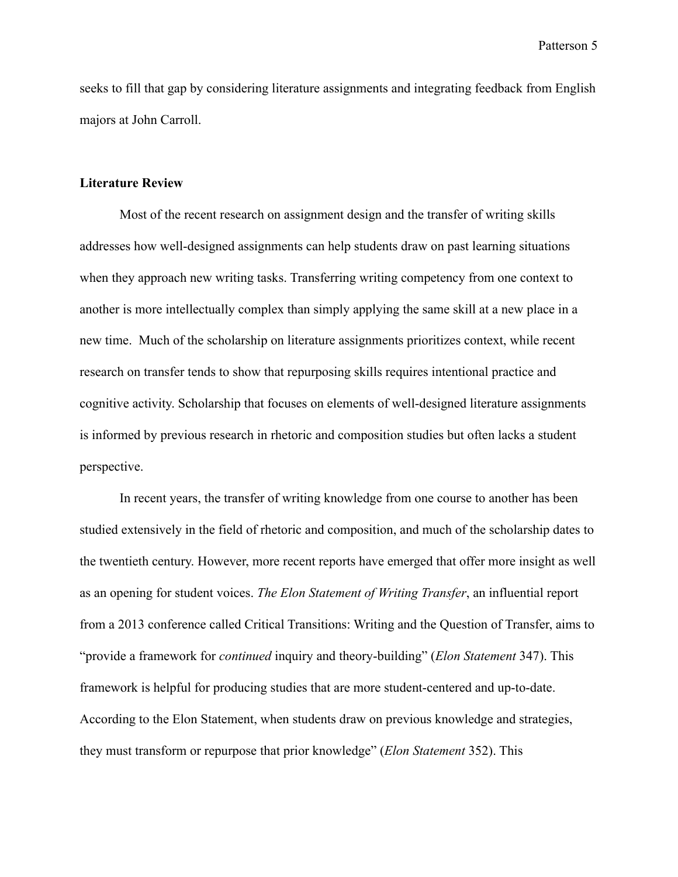seeks to fill that gap by considering literature assignments and integrating feedback from English majors at John Carroll.

**Literature Review**

Most of the recent research on assignment design and the transfer of writing skills addresses how well-designed assignments can help students draw on past learning situations when they approach new writing tasks. Transferring writing competency from one context to another is more intellectually complex than simply applying the same skill at a new place in a new time.  Much of the scholarship on literature assignments prioritizes context, while recent research on transfer tends to show that repurposing skills requires intentional practice and cognitive activity. Scholarship that focuses on elements of well-designed literature assignments is informed by previous research in rhetoric and composition studies but often lacks a student perspective.

In recent years, the transfer of writing knowledge from one course to another has been studied extensively in the field of rhetoric and composition, and much of the scholarship dates to the twentieth century. However, more recent reports have emerged that offer more insight as well as an opening for student voices. *The Elon Statement of Writing Transfer*, an influential report from a 2013 conference called Critical Transitions: Writing and the Question of Transfer, aims to "provide a framework for *continued* inquiry and theory-building" (*Elon Statement* 347). This framework is helpful for producing studies that are more student-centered and up-to-date. According to the Elon Statement, when students draw on previous knowledge and strategies, they must transform or repurpose that prior knowledge" (*Elon Statement* 352). This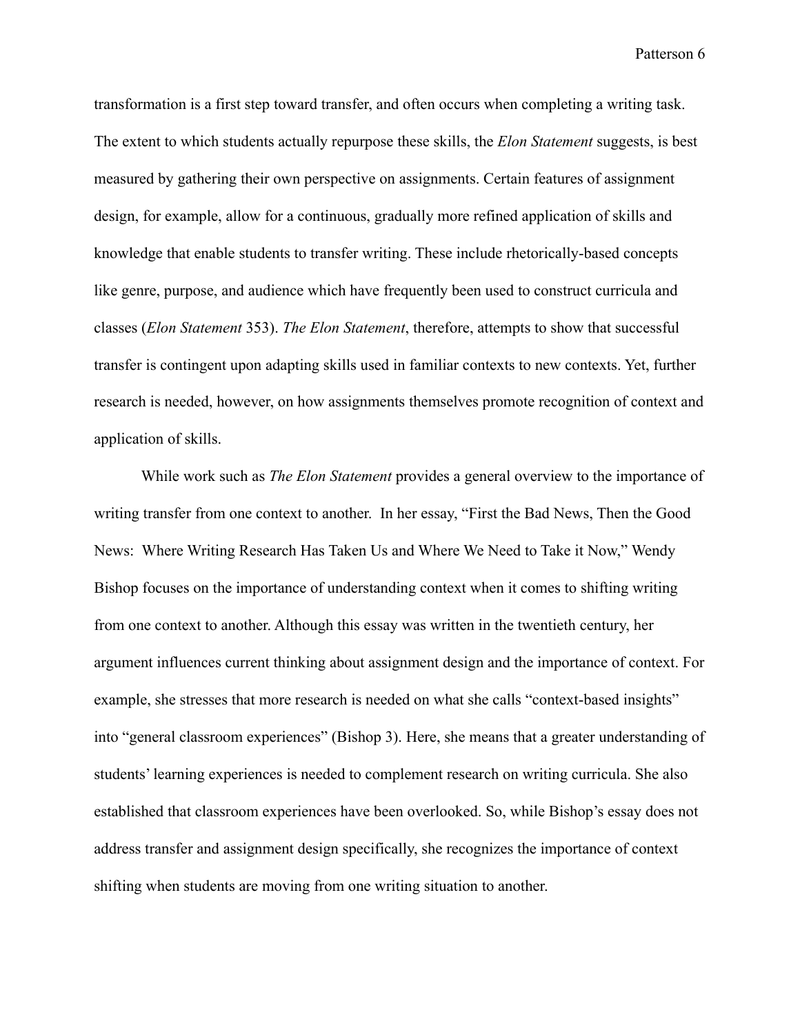transformation is a first step toward transfer, and often occurs when completing a writing task. The extent to which students actually repurpose these skills, the *Elon Statement* suggests, is best measured by gathering their own perspective on assignments. Certain features of assignment design, for example, allow for a continuous, gradually more refined application of skills and knowledge that enable students to transfer writing. These include rhetorically-based concepts like genre, purpose, and audience which have frequently been used to construct curricula and classes (*Elon Statement* 353). *The Elon Statement*, therefore, attempts to show that successful transfer is contingent upon adapting skills used in familiar contexts to new contexts. Yet, further research is needed, however, on how assignments themselves promote recognition of context and application of skills.

While work such as *The Elon Statement* provides a general overview to the importance of writing transfer from one context to another. In her essay, "First the Bad News, Then the Good News: Where Writing Research Has Taken Us and Where We Need to Take it Now," Wendy Bishop focuses on the importance of understanding context when it comes to shifting writing from one context to another. Although this essay was written in the twentieth century, her argument influences current thinking about assignment design and the importance of context. For example, she stresses that more research is needed on what she calls "context-based insights" into "general classroom experiences" (Bishop 3). Here, she means that a greater understanding of students' learning experiences is needed to complement research on writing curricula. She also established that classroom experiences have been overlooked. So, while Bishop's essay does not address transfer and assignment design specifically, she recognizes the importance of context shifting when students are moving from one writing situation to another.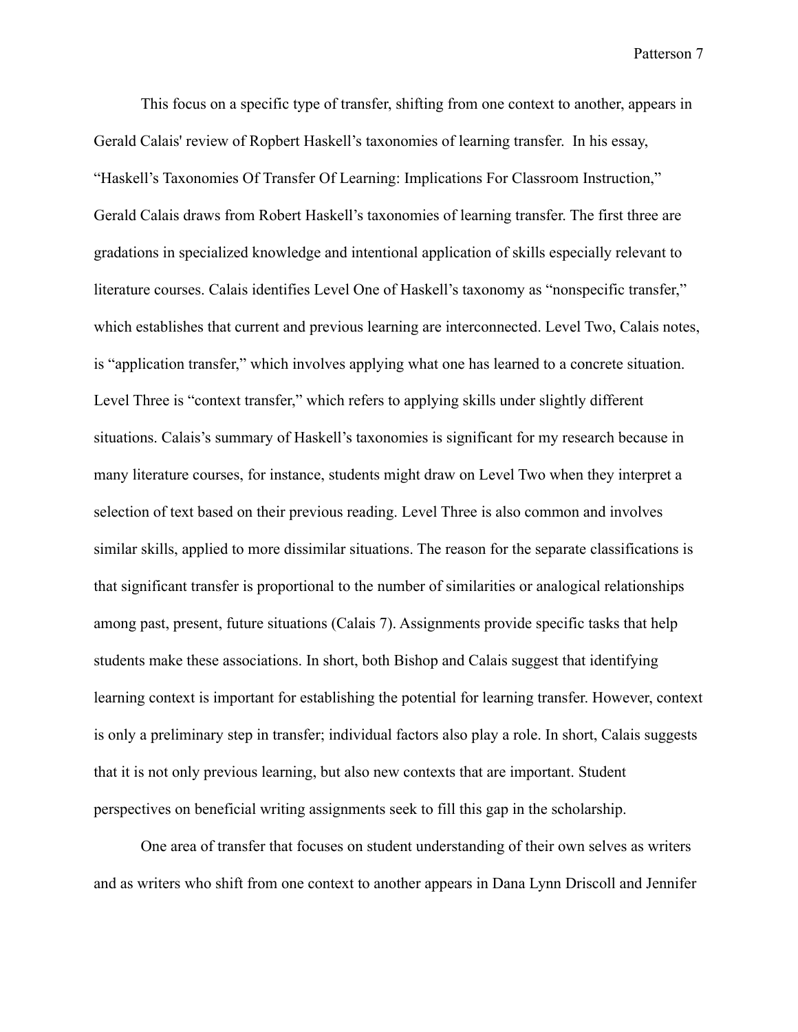This focus on a specific type of transfer, shifting from one context to another, appears in Gerald Calais' review of Ropbert Haskell's taxonomies of learning transfer.  In his essay, "Haskell's Taxonomies Of Transfer Of Learning: Implications For Classroom Instruction," Gerald Calais draws from Robert Haskell's taxonomies of learning transfer. The first three are gradations in specialized knowledge and intentional application of skills especially relevant to literature courses. Calais identifies Level One of Haskell's taxonomy as "nonspecific transfer," which establishes that current and previous learning are interconnected. Level Two, Calais notes, is "application transfer," which involves applying what one has learned to a concrete situation. Level Three is "context transfer," which refers to applying skills under slightly different situations. Calais's summary of Haskell's taxonomies is significant for my research because in many literature courses, for instance, students might draw on Level Two when they interpret a selection of text based on their previous reading. Level Three is also common and involves similar skills, applied to more dissimilar situations. The reason for the separate classifications is that significant transfer is proportional to the number of similarities or analogical relationships among past, present, future situations (Calais 7). Assignments provide specific tasks that help students make these associations. In short, both Bishop and Calais suggest that identifying learning context is important for establishing the potential for learning transfer. However, context is only a preliminary step in transfer; individual factors also play a role. In short, Calais suggests that it is not only previous learning, but also new contexts that are important. Student perspectives on beneficial writing assignments seek to fill this gap in the scholarship.

One area of transfer that focuses on student understanding of their own selves as writers and as writers who shift from one context to another appears in Dana Lynn Driscoll and Jennifer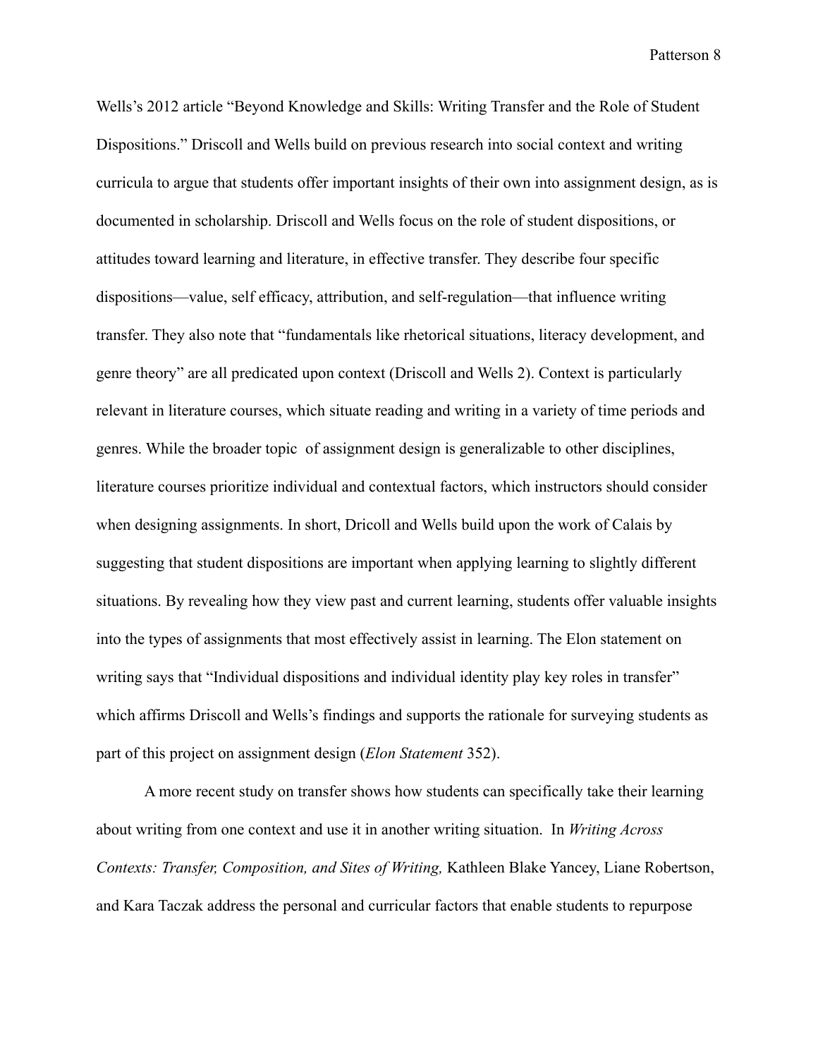Wells's 2012 article "Beyond Knowledge and Skills: Writing Transfer and the Role of Student Dispositions." Driscoll and Wells build on previous research into social context and writing curricula to argue that students offer important insights of their own into assignment design, as is documented in scholarship. Driscoll and Wells focus on the role of student dispositions, or attitudes toward learning and literature, in effective transfer. They describe four specific dispositions—value, self efficacy, attribution, and self-regulation—that influence writing transfer. They also note that "fundamentals like rhetorical situations, literacy development, and genre theory" are all predicated upon context (Driscoll and Wells 2). Context is particularly relevant in literature courses, which situate reading and writing in a variety of time periods and genres. While the broader topic of assignment design is generalizable to other disciplines, literature courses prioritize individual and contextual factors, which instructors should consider when designing assignments. In short, Dricoll and Wells build upon the work of Calais by suggesting that student dispositions are important when applying learning to slightly different situations. By revealing how they view past and current learning, students offer valuable insights into the types of assignments that most effectively assist in learning. The Elon statement on writing says that "Individual dispositions and individual identity play key roles in transfer" which affirms Driscoll and Wells's findings and supports the rationale for surveying students as part of this project on assignment design (*Elon Statement* 352).

A more recent study on transfer shows how students can specifically take their learning about writing from one context and use it in another writing situation. In *Writing Across Contexts: Transfer, Composition, and Sites of Writing,* Kathleen Blake Yancey, Liane Robertson, and Kara Taczak address the personal and curricular factors that enable students to repurpose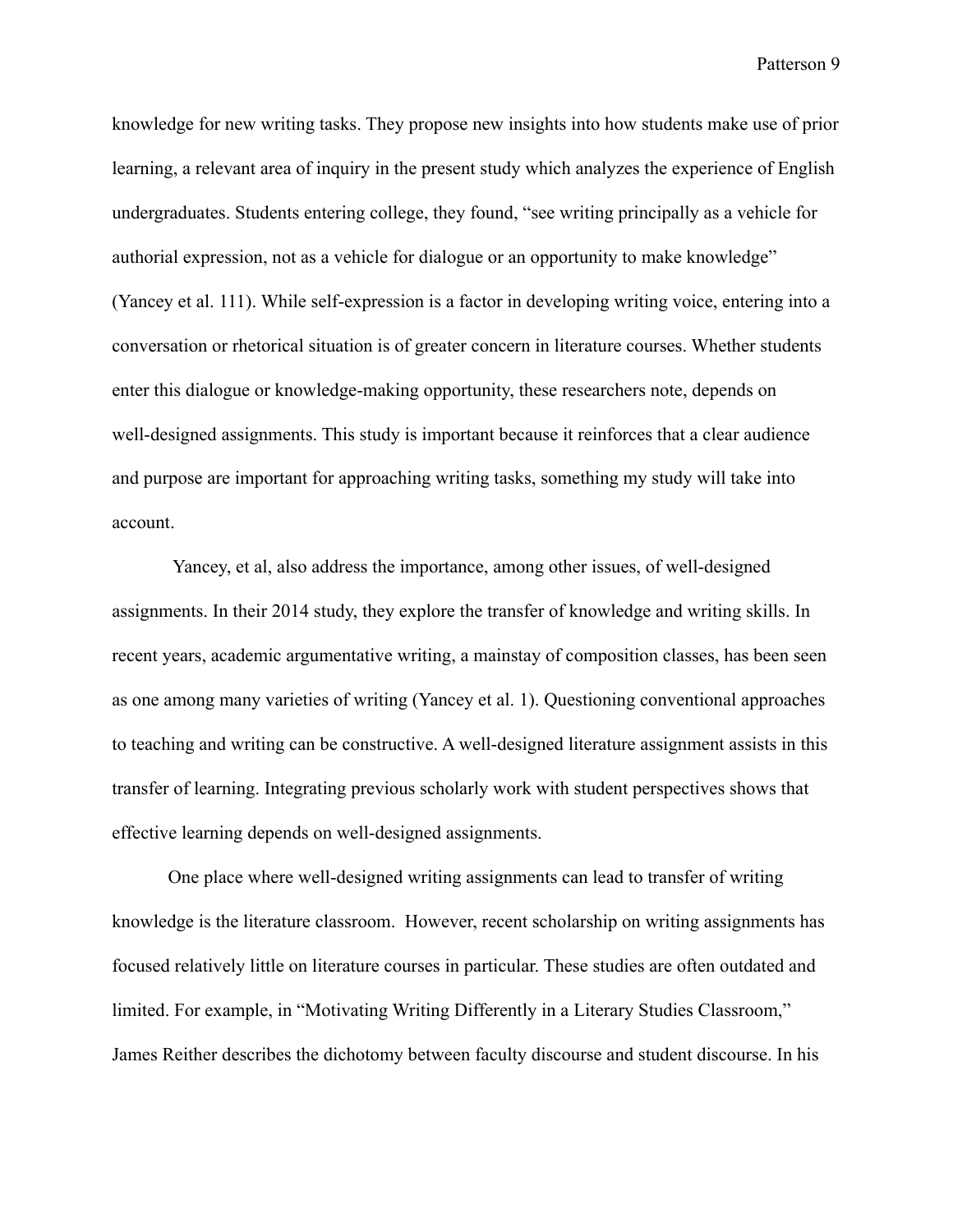knowledge for new writing tasks. They propose new insights into how students make use of prior learning, a relevant area of inquiry in the present study which analyzes the experience of English undergraduates. Students entering college, they found, "see writing principally as a vehicle for authorial expression, not as a vehicle for dialogue or an opportunity to make knowledge" (Yancey et al. 111). While self-expression is a factor in developing writing voice, entering into a conversation or rhetorical situation is of greater concern in literature courses. Whether students enter this dialogue or knowledge-making opportunity, these researchers note, depends on well-designed assignments. This study is important because it reinforces that a clear audience and purpose are important for approaching writing tasks, something my study will take into account.

Yancey, et al, also address the importance, among other issues, of well-designed assignments. In their 2014 study, they explore the transfer of knowledge and writing skills. In recent years, academic argumentative writing, a mainstay of composition classes, has been seen as one among many varieties of writing (Yancey et al. 1). Questioning conventional approaches to teaching and writing can be constructive. A well-designed literature assignment assists in this transfer of learning. Integrating previous scholarly work with student perspectives shows that effective learning depends on well-designed assignments.

One place where well-designed writing assignments can lead to transfer of writing knowledge is the literature classroom. However, recent scholarship on writing assignments has focused relatively little on literature courses in particular. These studies are often outdated and limited. For example, in "Motivating Writing Differently in a Literary Studies Classroom," James Reither describes the dichotomy between faculty discourse and student discourse. In his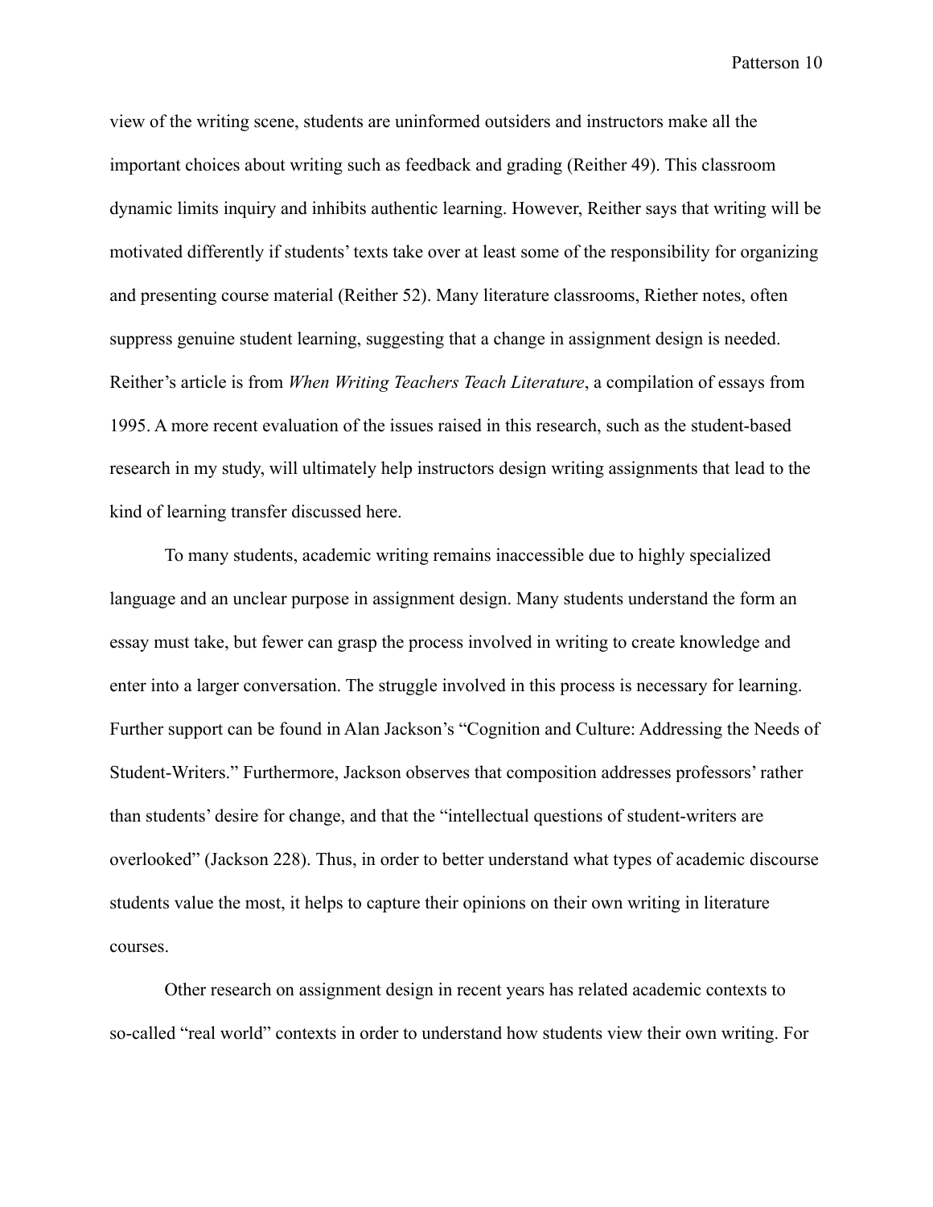view of the writing scene, students are uninformed outsiders and instructors make all the important choices about writing such as feedback and grading (Reither 49). This classroom dynamic limits inquiry and inhibits authentic learning. However, Reither says that writing will be motivated differently if students' texts take over at least some of the responsibility for organizing and presenting course material (Reither 52). Many literature classrooms, Riether notes, often suppress genuine student learning, suggesting that a change in assignment design is needed. Reither's article is from *When Writing Teachers Teach Literature*, a compilation of essays from 1995. A more recent evaluation of the issues raised in this research, such as the student-based research in my study, will ultimately help instructors design writing assignments that lead to the kind of learning transfer discussed here.

To many students, academic writing remains inaccessible due to highly specialized language and an unclear purpose in assignment design. Many students understand the form an essay must take, but fewer can grasp the process involved in writing to create knowledge and enter into a larger conversation. The struggle involved in this process is necessary for learning. Further support can be found in Alan Jackson's "Cognition and Culture: Addressing the Needs of Student-Writers." Furthermore, Jackson observes that composition addresses professors' rather than students' desire for change, and that the "intellectual questions of student-writers are overlooked" (Jackson 228). Thus, in order to better understand what types of academic discourse students value the most, it helps to capture their opinions on their own writing in literature courses.

Other research on assignment design in recent years has related academic contexts to so-called "real world" contexts in order to understand how students view their own writing. For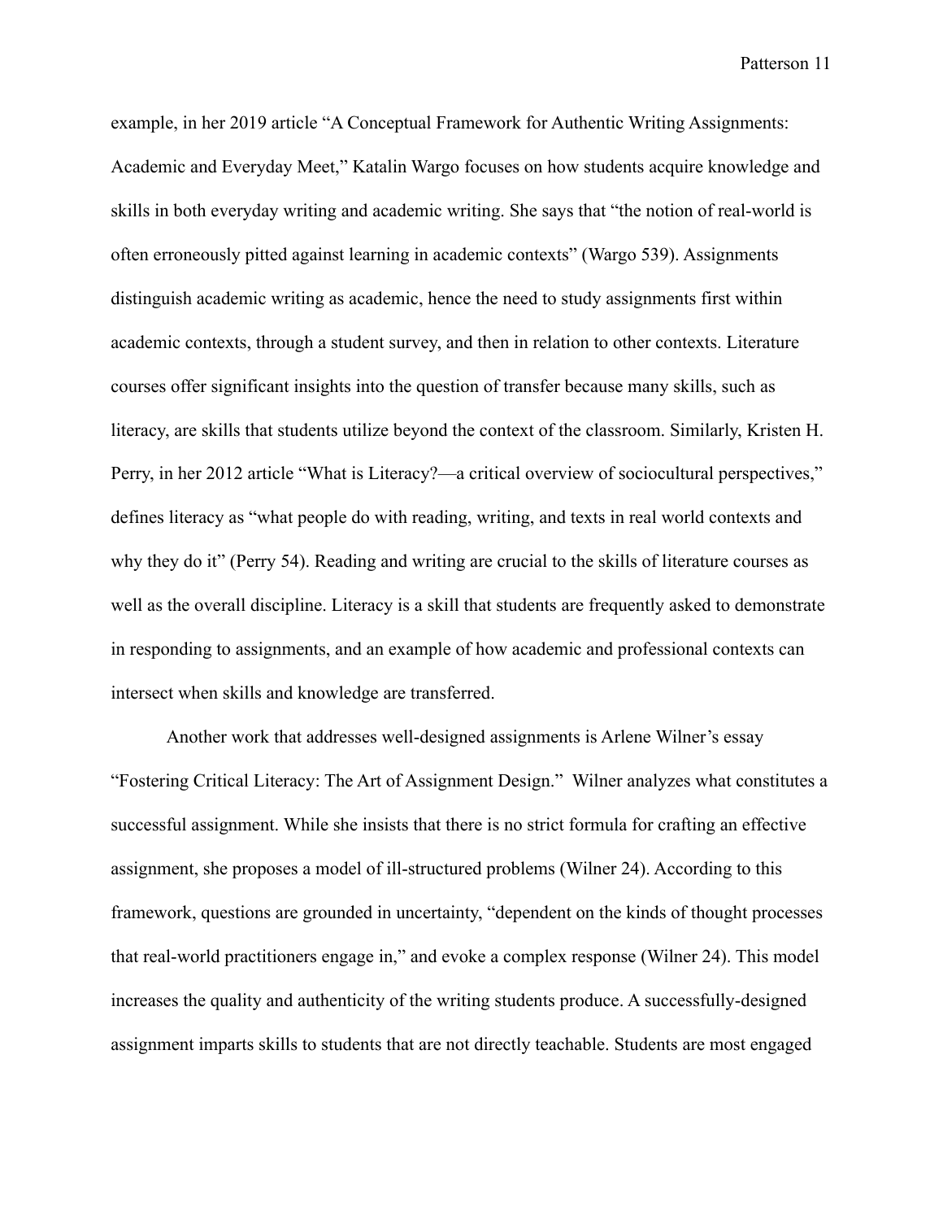example, in her 2019 article "A Conceptual Framework for Authentic Writing Assignments: Academic and Everyday Meet," Katalin Wargo focuses on how students acquire knowledge and skills in both everyday writing and academic writing. She says that "the notion of real-world is often erroneously pitted against learning in academic contexts" (Wargo 539). Assignments distinguish academic writing as academic, hence the need to study assignments first within academic contexts, through a student survey, and then in relation to other contexts. Literature courses offer significant insights into the question of transfer because many skills, such as literacy, are skills that students utilize beyond the context of the classroom. Similarly, Kristen H. Perry, in her 2012 article "What is Literacy?—a critical overview of sociocultural perspectives," defines literacy as "what people do with reading, writing, and texts in real world contexts and why they do it" (Perry 54). Reading and writing are crucial to the skills of literature courses as well as the overall discipline. Literacy is a skill that students are frequently asked to demonstrate in responding to assignments, and an example of how academic and professional contexts can intersect when skills and knowledge are transferred.

Another work that addresses well-designed assignments is Arlene Wilner's essay "Fostering Critical Literacy: The Art of Assignment Design." Wilner analyzes what constitutes a successful assignment. While she insists that there is no strict formula for crafting an effective assignment, she proposes a model of ill-structured problems (Wilner 24). According to this framework, questions are grounded in uncertainty, "dependent on the kinds of thought processes that real-world practitioners engage in," and evoke a complex response (Wilner 24). This model increases the quality and authenticity of the writing students produce. A successfully-designed assignment imparts skills to students that are not directly teachable. Students are most engaged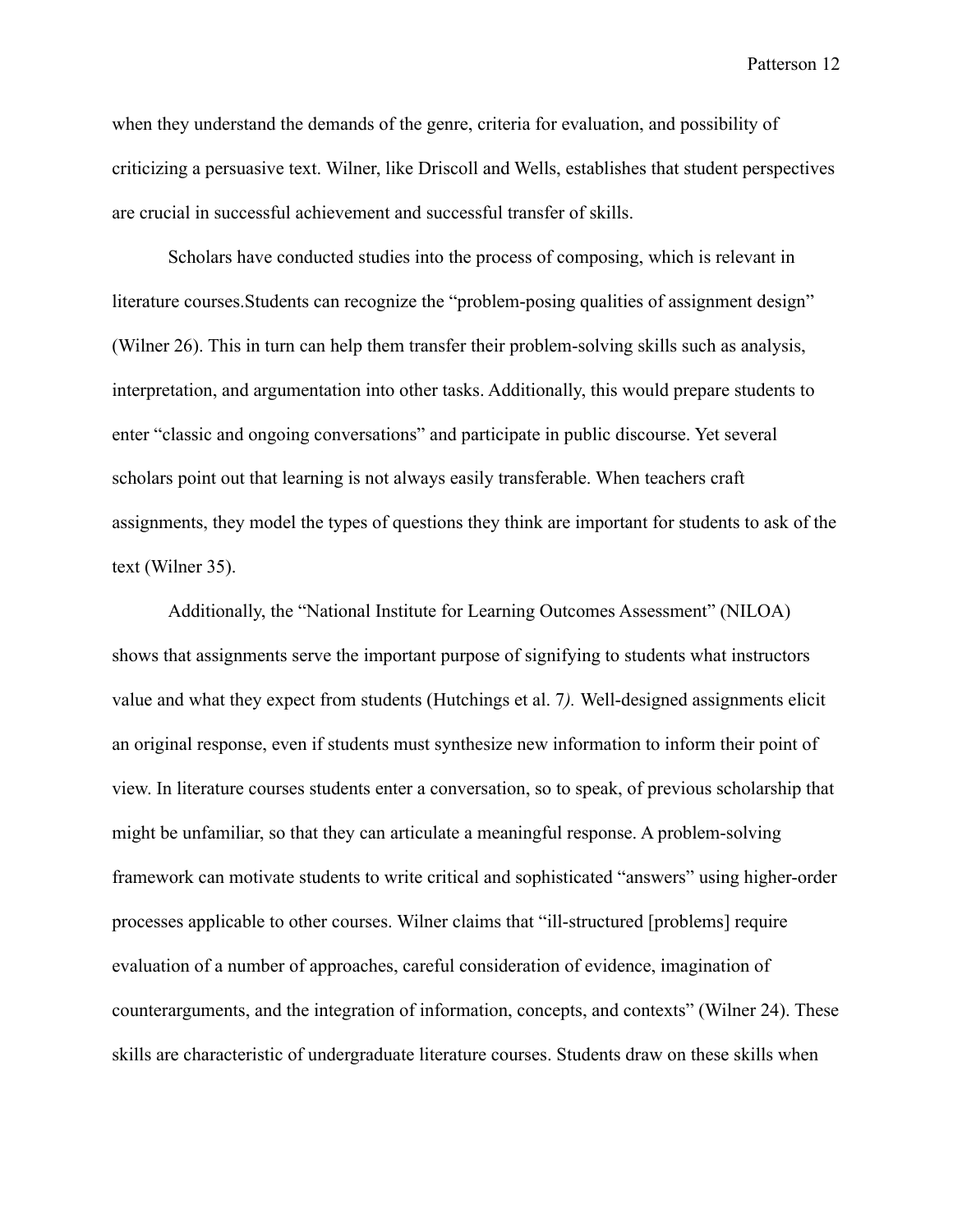when they understand the demands of the genre, criteria for evaluation, and possibility of criticizing a persuasive text. Wilner, like Driscoll and Wells, establishes that student perspectives are crucial in successful achievement and successful transfer of skills.

Scholars have conducted studies into the process of composing, which is relevant in literature courses.Students can recognize the "problem-posing qualities of assignment design" (Wilner 26). This in turn can help them transfer their problem-solving skills such as analysis, interpretation, and argumentation into other tasks. Additionally, this would prepare students to enter "classic and ongoing conversations" and participate in public discourse. Yet several scholars point out that learning is not always easily transferable. When teachers craft assignments, they model the types of questions they think are important for students to ask of the text (Wilner 35).

Additionally, the "National Institute for Learning Outcomes Assessment" (NILOA) shows that assignments serve the important purpose of signifying to students what instructors value and what they expect from students (Hutchings et al. 7*).* Well-designed assignments elicit an original response, even if students must synthesize new information to inform their point of view. In literature courses students enter a conversation, so to speak, of previous scholarship that might be unfamiliar, so that they can articulate a meaningful response. A problem-solving framework can motivate students to write critical and sophisticated "answers" using higher-order processes applicable to other courses. Wilner claims that "ill-structured [problems] require evaluation of a number of approaches, careful consideration of evidence, imagination of counterarguments, and the integration of information, concepts, and contexts" (Wilner 24). These skills are characteristic of undergraduate literature courses. Students draw on these skills when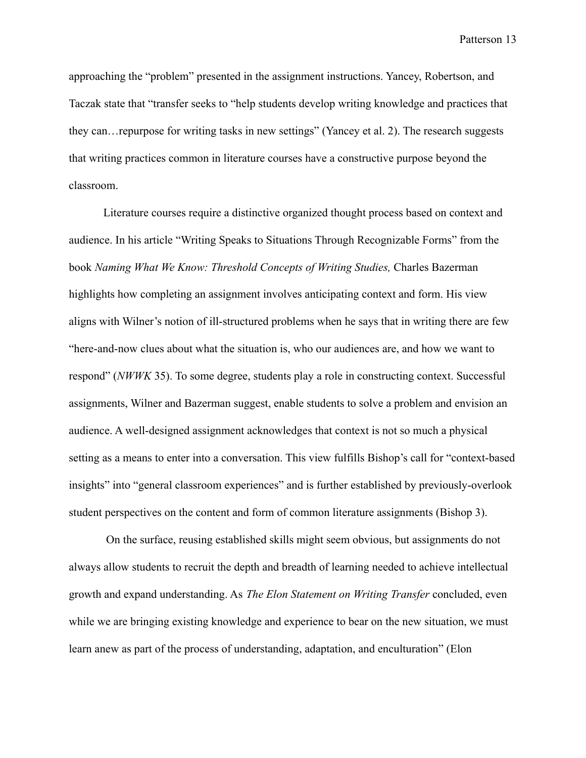approaching the "problem" presented in the assignment instructions. Yancey, Robertson, and Taczak state that "transfer seeks to "help students develop writing knowledge and practices that they can…repurpose for writing tasks in new settings" (Yancey et al. 2). The research suggests that writing practices common in literature courses have a constructive purpose beyond the classroom.

Literature courses require a distinctive organized thought process based on context and audience. In his article "Writing Speaks to Situations Through Recognizable Forms" from the book *Naming What We Know: Threshold Concepts of Writing Studies,* Charles Bazerman highlights how completing an assignment involves anticipating context and form. His view aligns with Wilner's notion of ill-structured problems when he says that in writing there are few "here-and-now clues about what the situation is, who our audiences are, and how we want to respond" (*NWWK* 35). To some degree, students play a role in constructing context. Successful assignments, Wilner and Bazerman suggest, enable students to solve a problem and envision an audience. A well-designed assignment acknowledges that context is not so much a physical setting as a means to enter into a conversation. This view fulfills Bishop's call for "context-based insights" into "general classroom experiences" and is further established by previously-overlook student perspectives on the content and form of common literature assignments (Bishop 3).

On the surface, reusing established skills might seem obvious, but assignments do not always allow students to recruit the depth and breadth of learning needed to achieve intellectual growth and expand understanding. As *The Elon Statement on Writing Transfer* concluded, even while we are bringing existing knowledge and experience to bear on the new situation, we must learn anew as part of the process of understanding, adaptation, and enculturation" (Elon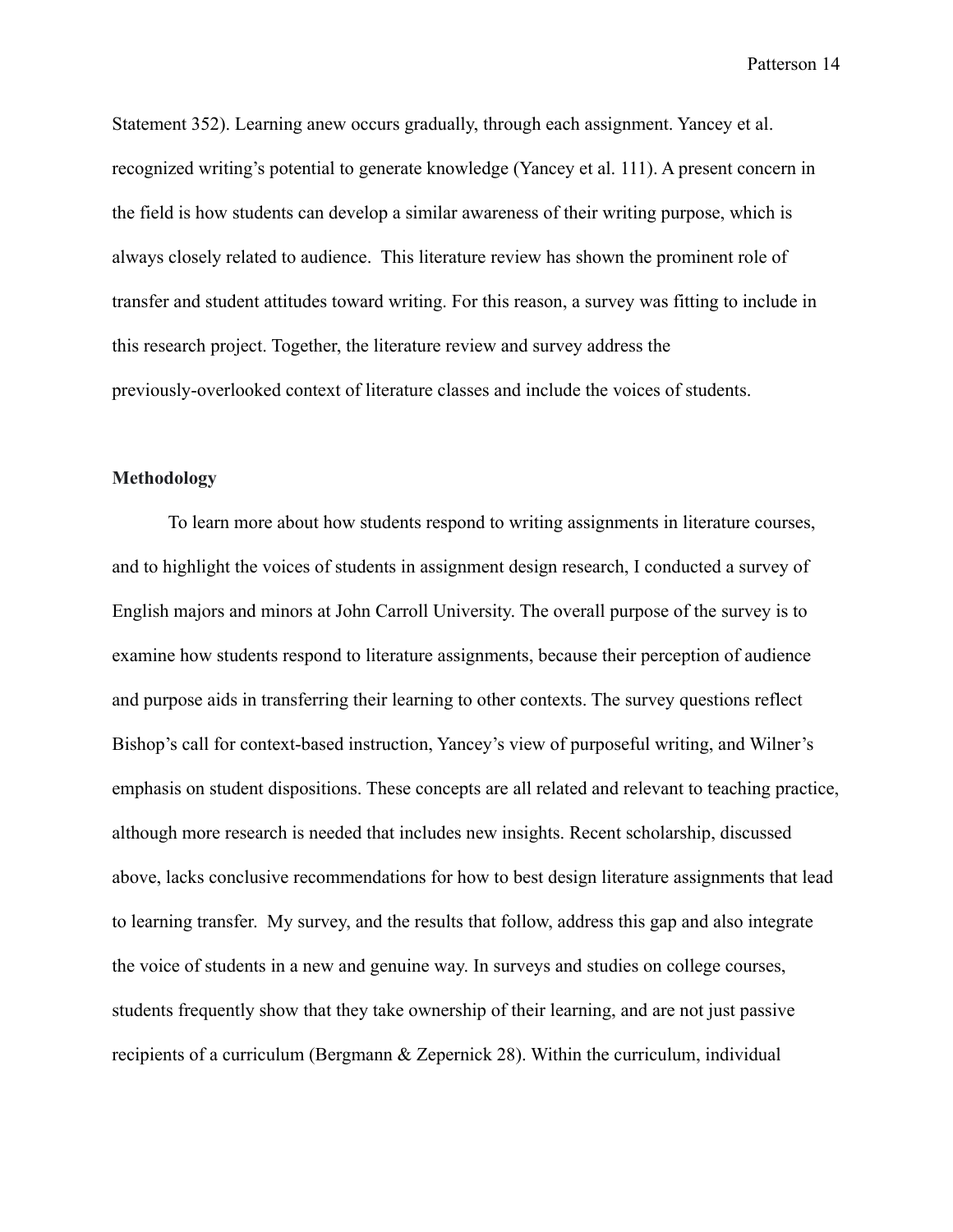Statement 352). Learning anew occurs gradually, through each assignment. Yancey et al. recognized writing's potential to generate knowledge (Yancey et al. 111). A present concern in the field is how students can develop a similar awareness of their writing purpose, which is always closely related to audience. This literature review has shown the prominent role of transfer and student attitudes toward writing. For this reason, a survey was fitting to include in this research project. Together, the literature review and survey address the previously-overlooked context of literature classes and include the voices of students.

## Methodology

To learn more about how students respond to writing assignments in literature courses, and to highlight the voices of students in assignment design research, I conducted a survey of English majors and minors at John Carroll University. The overall purpose of the survey is to examine how students respond to literature assignments, because their perception of audience and purpose aids in transferring their learning to other contexts. The survey questions reflect Bishop's call for context-based instruction, Yancey's view of purposeful writing, and Wilner's emphasis on student dispositions. These concepts are all related and relevant to teaching practice, although more research is needed that includes new insights. Recent scholarship, discussed above, lacks conclusive recommendations for how to best design literature assignments that lead to learning transfer. My survey, and the results that follow, address this gap and also integrate the voice of students in a new and genuine way. In surveys and studies on college courses, students frequently show that they take ownership of their learning, and are not just passive recipients of a curriculum (Bergmann & Zepernick 28). Within the curriculum, individual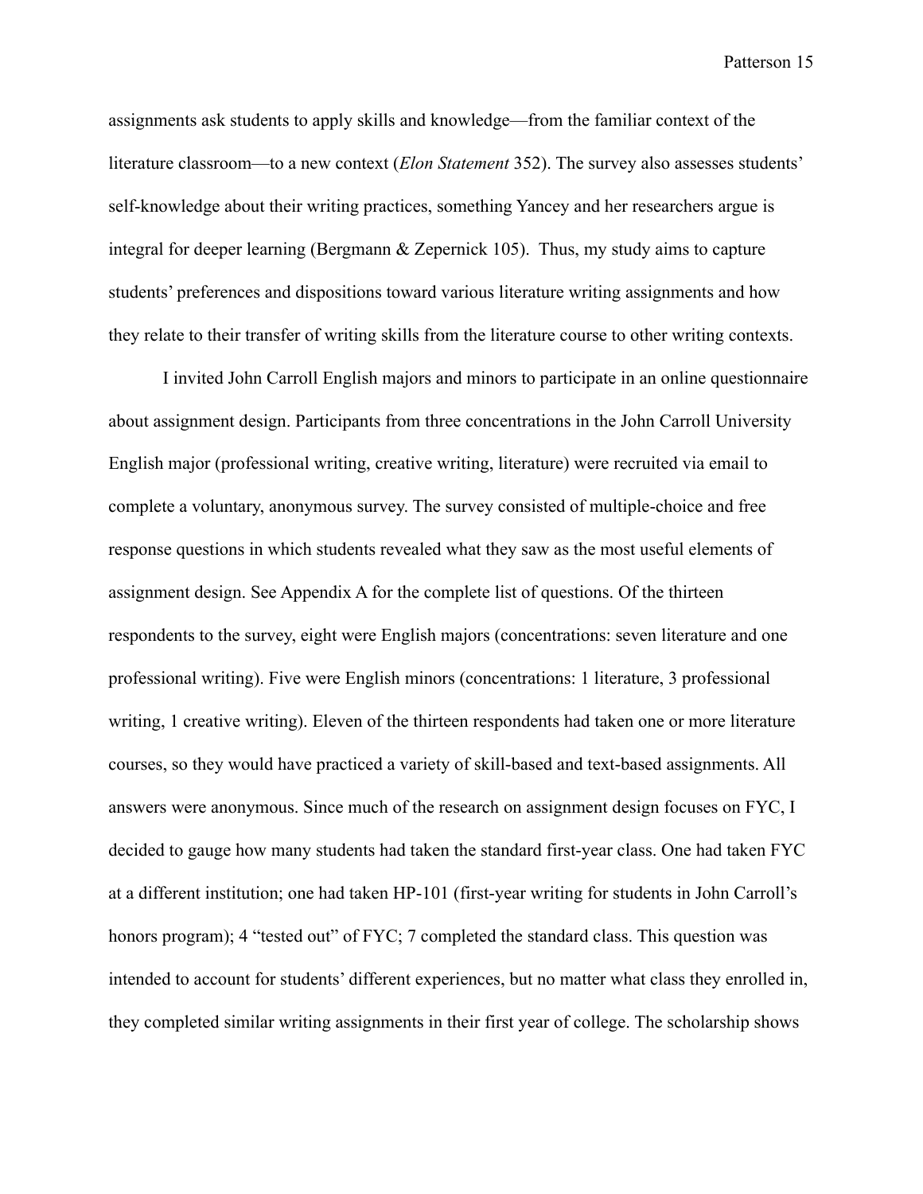assignments ask students to apply skills and knowledge—from the familiar context of the literature classroom—to a new context (*Elon Statement* 352). The survey also assesses students' self-knowledge about their writing practices, something Yancey and her researchers argue is integral for deeper learning (Bergmann & Zepernick 105).  Thus, my study aims to capture students' preferences and dispositions toward various literature writing assignments and how they relate to their transfer of writing skills from the literature course to other writing contexts.

I invited John Carroll English majors and minors to participate in an online questionnaire about assignment design. Participants from three concentrations in the John Carroll University English major (professional writing, creative writing, literature) were recruited via email to complete a voluntary, anonymous survey. The survey consisted of multiple-choice and free response questions in which students revealed what they saw as the most useful elements of assignment design. See Appendix A for the complete list of questions. Of the thirteen respondents to the survey, eight were English majors (concentrations: seven literature and one professional writing). Five were English minors (concentrations: 1 literature, 3 professional writing, 1 creative writing). Eleven of the thirteen respondents had taken one or more literature courses, so they would have practiced a variety of skill-based and text-based assignments. All answers were anonymous. Since much of the research on assignment design focuses on FYC, I decided to gauge how many students had taken the standard first-year class. One had taken FYC at a different institution; one had taken HP-101 (first-year writing for students in John Carroll's honors program); 4 "tested out" of FYC; 7 completed the standard class. This question was intended to account for students' different experiences, but no matter what class they enrolled in, they completed similar writing assignments in their first year of college. The scholarship shows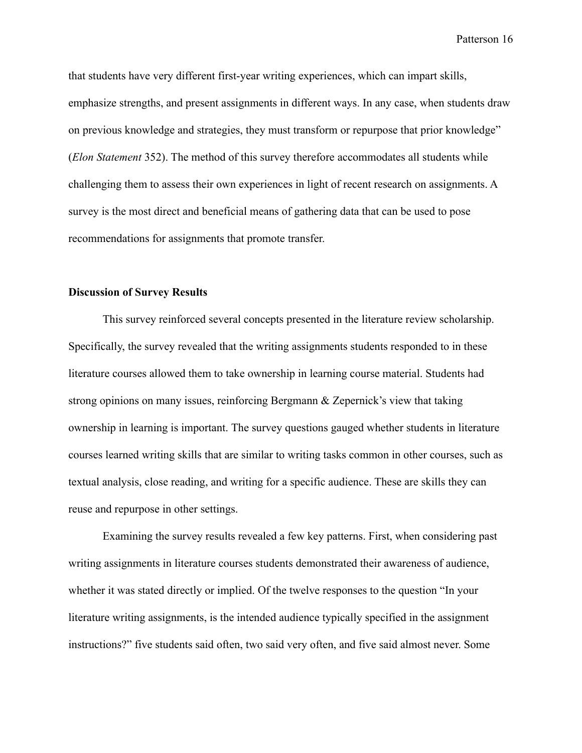that students have very different first-year writing experiences, which can impart skills, emphasize strengths, and present assignments in different ways. In any case, when students draw on previous knowledge and strategies, they must transform or repurpose that prior knowledge" (*Elon Statement* 352). The method of this survey therefore accommodates all students while challenging them to assess their own experiences in light of recent research on assignments. A survey is the most direct and beneficial means of gathering data that can be used to pose recommendations for assignments that promote transfer.

**Discussion of Survey Results**

This survey reinforced several concepts presented in the literature review scholarship. Specifically, the survey revealed that the writing assignments students responded to in these literature courses allowed them to take ownership in learning course material. Students had strong opinions on many issues, reinforcing Bergmann & Zepernick's view that taking ownership in learning is important. The survey questions gauged whether students in literature courses learned writing skills that are similar to writing tasks common in other courses, such as textual analysis, close reading, and writing for a specific audience. These are skills they can reuse and repurpose in other settings.

Examining the survey results revealed a few key patterns. First, when considering past writing assignments in literature courses students demonstrated their awareness of audience, whether it was stated directly or implied. Of the twelve responses to the question "In your literature writing assignments, is the intended audience typically specified in the assignment instructions?" five students said often, two said very often, and five said almost never. Some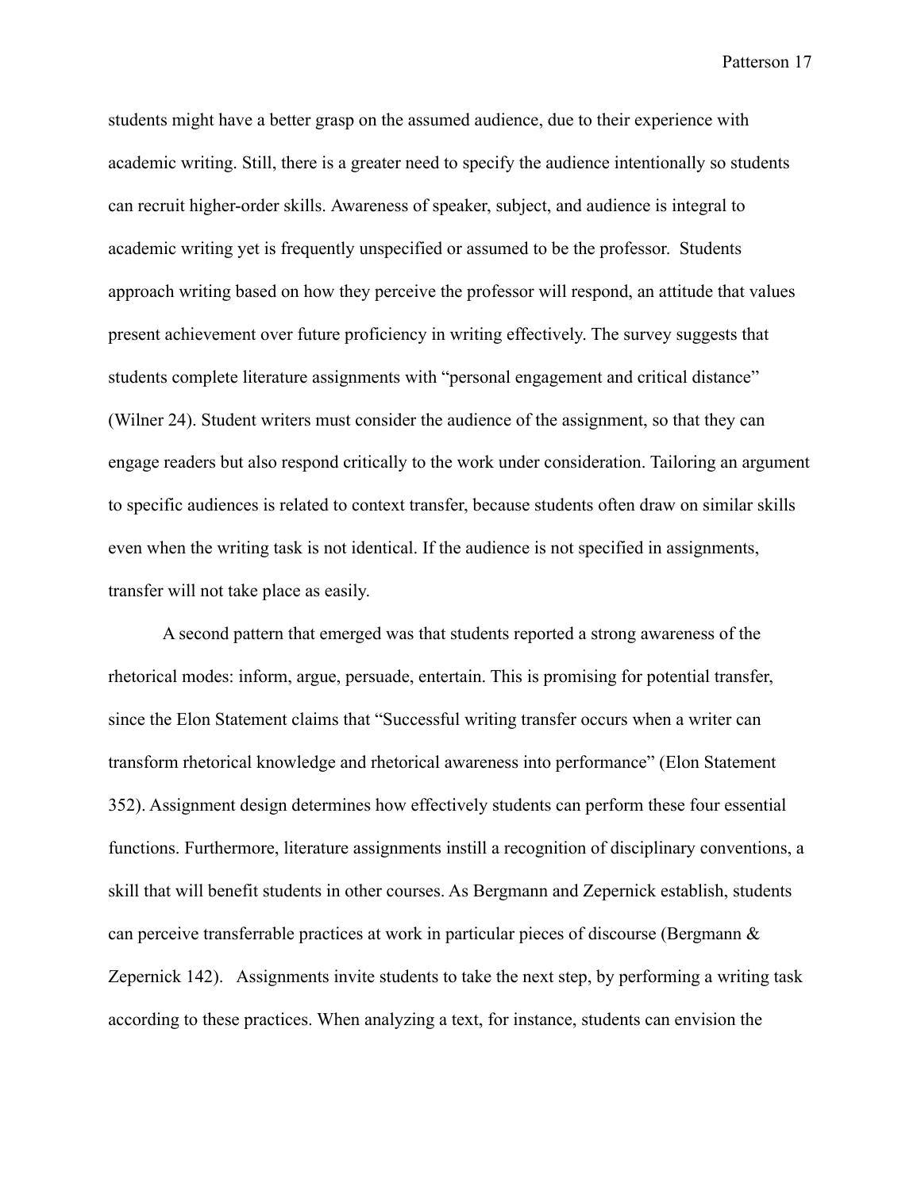students might have a better grasp on the assumed audience, due to their experience with academic writing. Still, there is a greater need to specify the audience intentionally so students can recruit higher-order skills. Awareness of speaker, subject, and audience is integral to academic writing yet is frequently unspecified or assumed to be the professor. Students approach writing based on how they perceive the professor will respond, an attitude that values present achievement over future proficiency in writing effectively. The survey suggests that students complete literature assignments with "personal engagement and critical distance" (Wilner 24). Student writers must consider the audience of the assignment, so that they can engage readers but also respond critically to the work under consideration. Tailoring an argument to specific audiences is related to context transfer, because students often draw on similar skills even when the writing task is not identical. If the audience is not specified in assignments, transfer will not take place as easily.

A second pattern that emerged was that students reported a strong awareness of the rhetorical modes: inform, argue, persuade, entertain. This is promising for potential transfer, since the Elon Statement claims that "Successful writing transfer occurs when a writer can transform rhetorical knowledge and rhetorical awareness into performance" (Elon Statement 352). Assignment design determines how effectively students can perform these four essential functions. Furthermore, literature assignments instill a recognition of disciplinary conventions, a skill that will benefit students in other courses. As Bergmann and Zepernick establish, students can perceive transferrable practices at work in particular pieces of discourse (Bergmann & Zepernick 142). Assignments invite students to take the next step, by performing a writing task according to these practices. When analyzing a text, for instance, students can envision the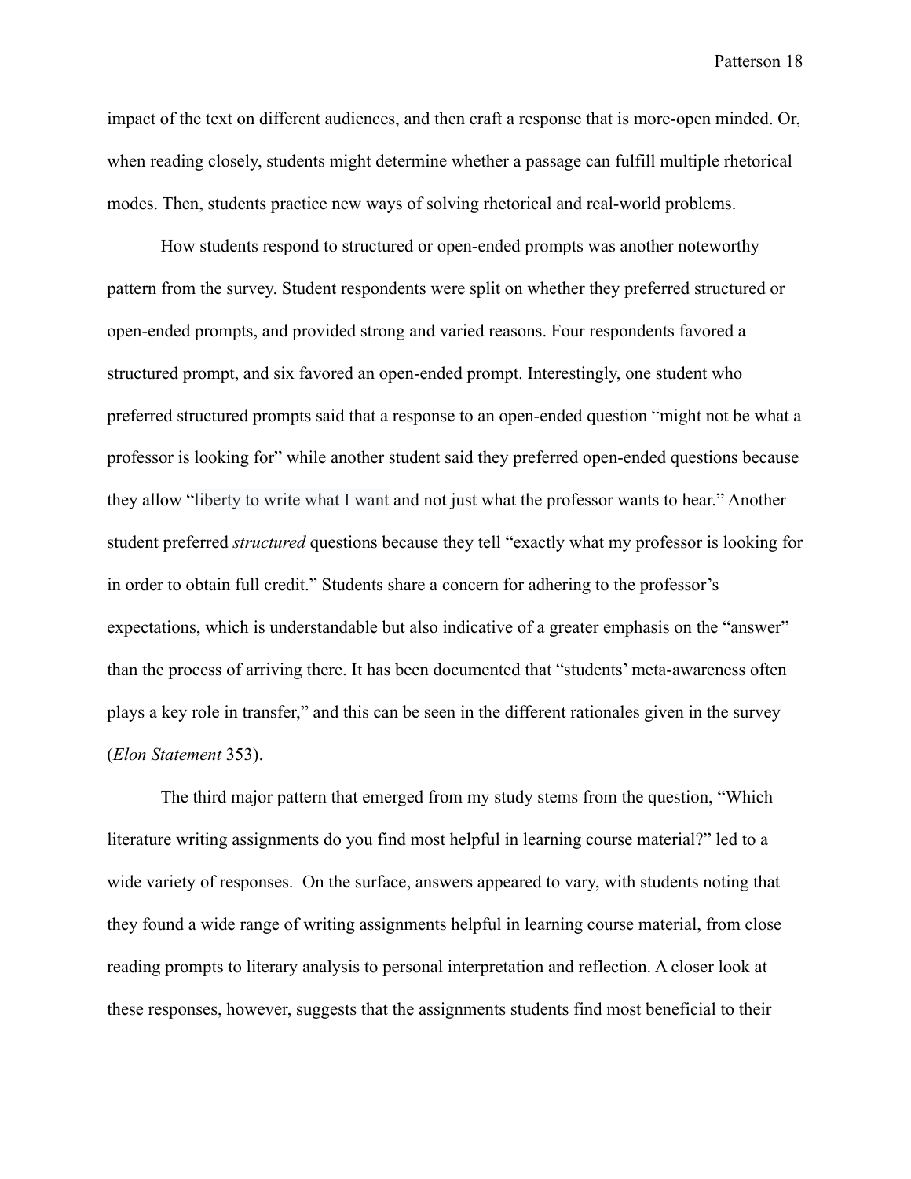impact of the text on different audiences, and then craft a response that is more-open minded. Or, when reading closely, students might determine whether a passage can fulfill multiple rhetorical modes. Then, students practice new ways of solving rhetorical and real-world problems.

How students respond to structured or open-ended prompts was another noteworthy pattern from the survey. Student respondents were split on whether they preferred structured or open-ended prompts, and provided strong and varied reasons. Four respondents favored a structured prompt, and six favored an open-ended prompt. Interestingly, one student who preferred structured prompts said that a response to an open-ended question "might not be what a professor is looking for" while another student said they preferred open-ended questions because they allow "liberty to write what I want and not just what the professor wants to hear." Another student preferred *structured* questions because they tell "exactly what my professor is looking for in order to obtain full credit." Students share a concern for adhering to the professor's expectations, which is understandable but also indicative of a greater emphasis on the "answer" than the process of arriving there. It has been documented that "students' meta-awareness often plays a key role in transfer," and this can be seen in the different rationales given in the survey (*Elon Statement* 353).

The third major pattern that emerged from my study stems from the question, "Which literature writing assignments do you find most helpful in learning course material?" led to a wide variety of responses. On the surface, answers appeared to vary, with students noting that they found a wide range of writing assignments helpful in learning course material, from close reading prompts to literary analysis to personal interpretation and reflection. A closer look at these responses, however, suggests that the assignments students find most beneficial to their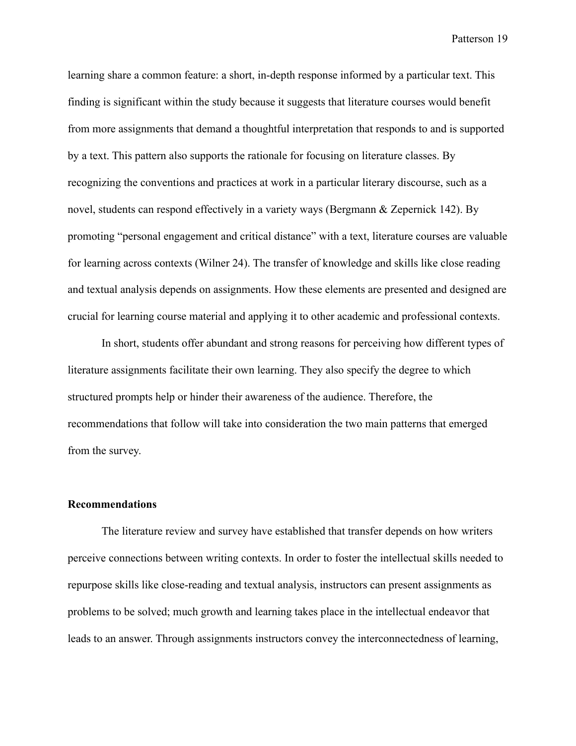learning share a common feature: a short, in-depth response informed by a particular text. This finding is significant within the study because it suggests that literature courses would benefit from more assignments that demand a thoughtful interpretation that responds to and is supported by a text. This pattern also supports the rationale for focusing on literature classes. By recognizing the conventions and practices at work in a particular literary discourse, such as a novel, students can respond effectively in a variety ways (Bergmann & Zepernick 142). By promoting "personal engagement and critical distance" with a text, literature courses are valuable for learning across contexts (Wilner 24). The transfer of knowledge and skills like close reading and textual analysis depends on assignments. How these elements are presented and designed are crucial for learning course material and applying it to other academic and professional contexts.

In short, students offer abundant and strong reasons for perceiving how different types of literature assignments facilitate their own learning. They also specify the degree to which structured prompts help or hinder their awareness of the audience. Therefore, the recommendations that follow will take into consideration the two main patterns that emerged from the survey.

## Recommendations

The literature review and survey have established that transfer depends on how writers perceive connections between writing contexts. In order to foster the intellectual skills needed to repurpose skills like close-reading and textual analysis, instructors can present assignments as problems to be solved; much growth and learning takes place in the intellectual endeavor that leads to an answer. Through assignments instructors convey the interconnectedness of learning,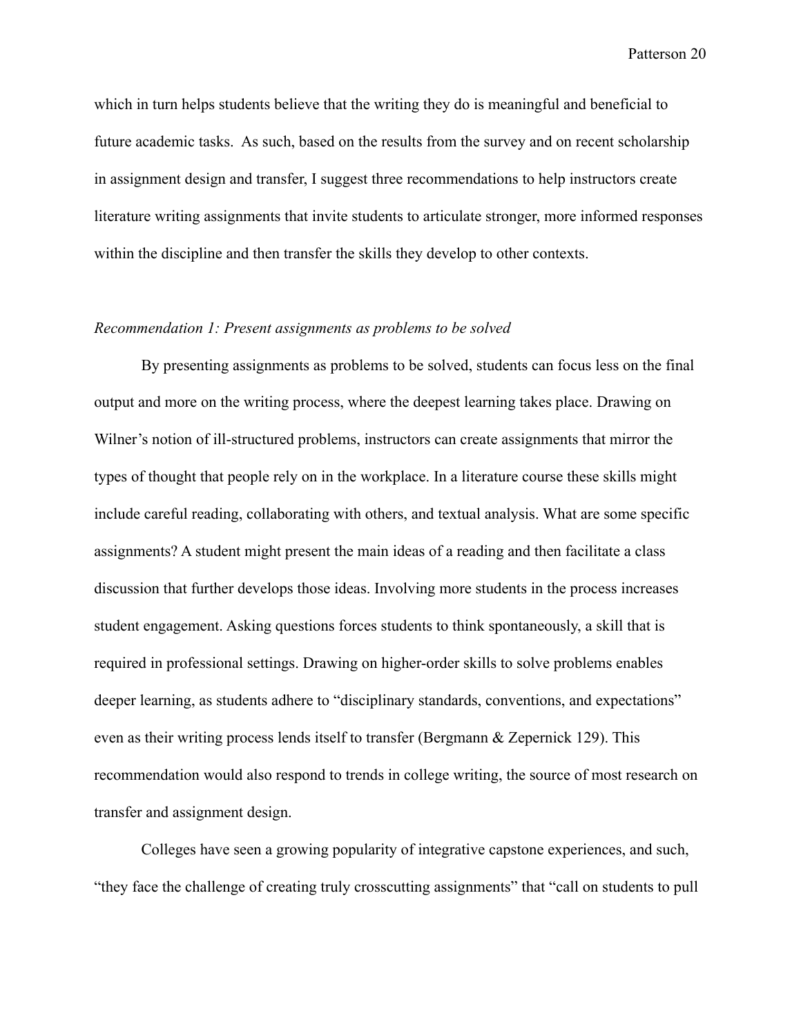which in turn helps students believe that the writing they do is meaningful and beneficial to future academic tasks.  As such, based on the results from the survey and on recent scholarship in assignment design and transfer, I suggest three recommendations to help instructors create literature writing assignments that invite students to articulate stronger, more informed responses within the discipline and then transfer the skills they develop to other contexts.

*Recommendation 1: Present assignments as problems to be solved*

By presenting assignments as problems to be solved, students can focus less on the final output and more on the writing process, where the deepest learning takes place. Drawing on Wilner's notion of ill-structured problems, instructors can create assignments that mirror the types of thought that people rely on in the workplace. In a literature course these skills might include careful reading, collaborating with others, and textual analysis. What are some specific assignments? A student might present the main ideas of a reading and then facilitate a class discussion that further develops those ideas. Involving more students in the process increases student engagement. Asking questions forces students to think spontaneously, a skill that is required in professional settings. Drawing on higher-order skills to solve problems enables deeper learning, as students adhere to "disciplinary standards, conventions, and expectations" even as their writing process lends itself to transfer (Bergmann & Zepernick 129). This recommendation would also respond to trends in college writing, the source of most research on transfer and assignment design.

Colleges have seen a growing popularity of integrative capstone experiences, and such, "they face the challenge of creating truly crosscutting assignments" that "call on students to pull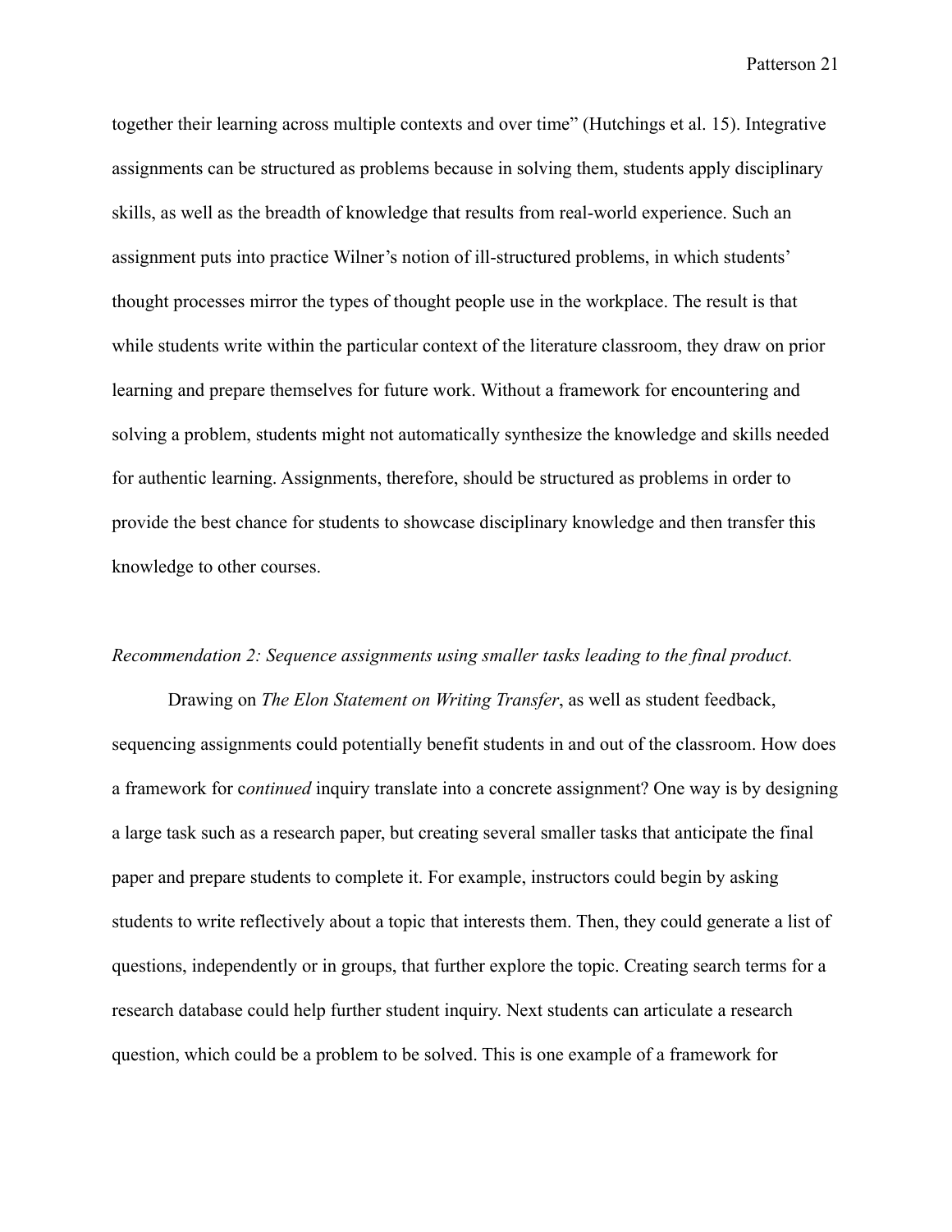together their learning across multiple contexts and over time" (Hutchings et al. 15). Integrative assignments can be structured as problems because in solving them, students apply disciplinary skills, as well as the breadth of knowledge that results from real-world experience. Such an assignment puts into practice Wilner's notion of ill-structured problems, in which students' thought processes mirror the types of thought people use in the workplace. The result is that while students write within the particular context of the literature classroom, they draw on prior learning and prepare themselves for future work. Without a framework for encountering and solving a problem, students might not automatically synthesize the knowledge and skills needed for authentic learning. Assignments, therefore, should be structured as problems in order to provide the best chance for students to showcase disciplinary knowledge and then transfer this knowledge to other courses.

*Recommendation 2: Sequence assignments using smaller tasks leading to the final product.*

Drawing on *The Elon Statement on Writing Transfer*, as well as student feedback, sequencing assignments could potentially benefit students in and out of the classroom. How does a framework for c*ontinued* inquiry translate into a concrete assignment? One way is by designing a large task such as a research paper, but creating several smaller tasks that anticipate the final paper and prepare students to complete it. For example, instructors could begin by asking students to write reflectively about a topic that interests them. Then, they could generate a list of questions, independently or in groups, that further explore the topic. Creating search terms for a research database could help further student inquiry. Next students can articulate a research question, which could be a problem to be solved. This is one example of a framework for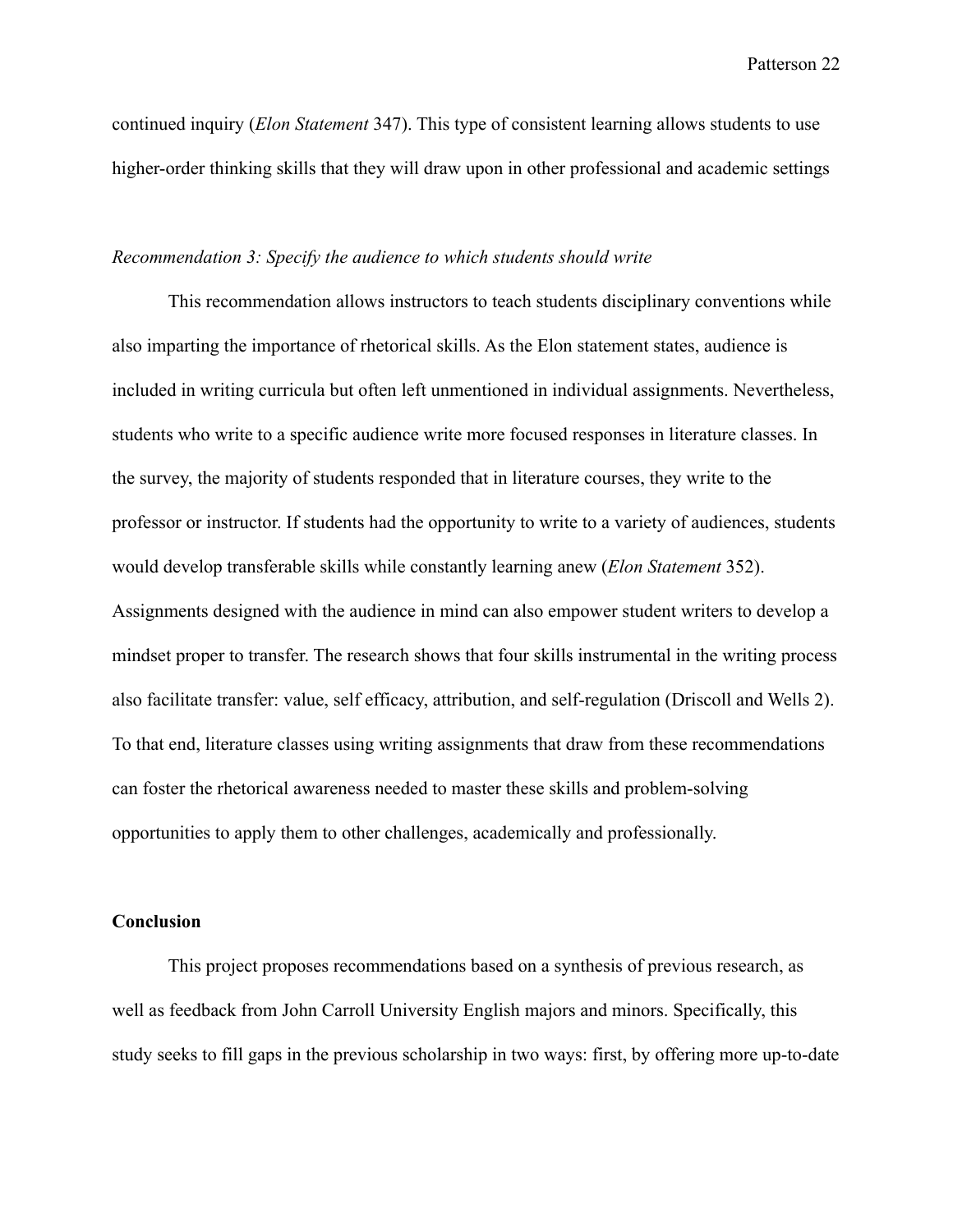continued inquiry (*Elon Statement* 347). This type of consistent learning allows students to use higher-order thinking skills that they will draw upon in other professional and academic settings

*Recommendation 3: Specify the audience to which students should write*

This recommendation allows instructors to teach students disciplinary conventions while also imparting the importance of rhetorical skills. As the Elon statement states, audience is included in writing curricula but often left unmentioned in individual assignments. Nevertheless, students who write to a specific audience write more focused responses in literature classes. In the survey, the majority of students responded that in literature courses, they write to the professor or instructor. If students had the opportunity to write to a variety of audiences, students would develop transferable skills while constantly learning anew (*Elon Statement* 352). Assignments designed with the audience in mind can also empower student writers to develop a mindset proper to transfer. The research shows that four skills instrumental in the writing process also facilitate transfer: value, self efficacy, attribution, and self-regulation (Driscoll and Wells 2). To that end, literature classes using writing assignments that draw from these recommendations can foster the rhetorical awareness needed to master these skills and problem-solving opportunities to apply them to other challenges, academically and professionally.

**Conclusion**

This project proposes recommendations based on a synthesis of previous research, as well as feedback from John Carroll University English majors and minors. Specifically, this study seeks to fill gaps in the previous scholarship in two ways: first, by offering more up-to-date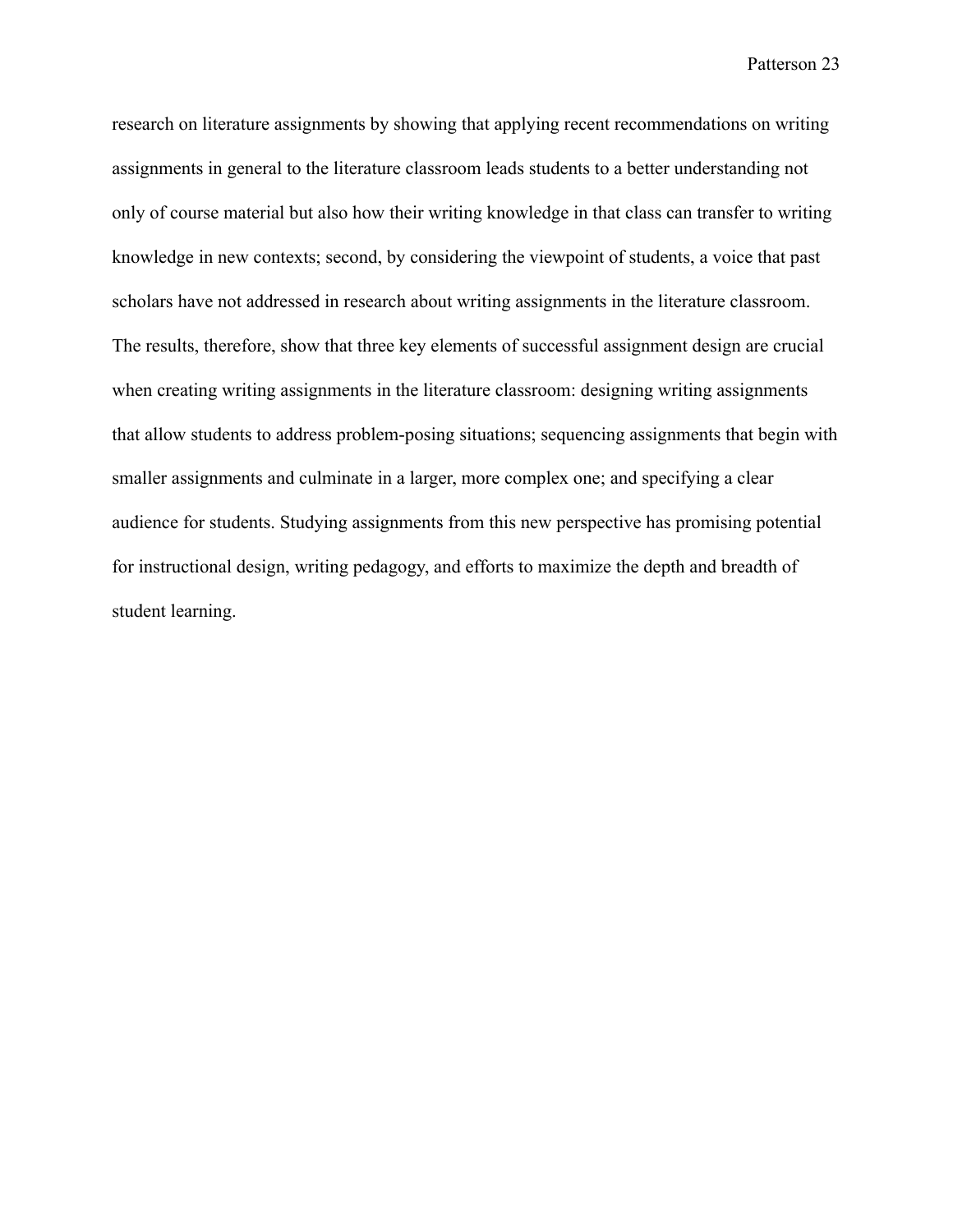research on literature assignments by showing that applying recent recommendations on writing assignments in general to the literature classroom leads students to a better understanding not only of course material but also how their writing knowledge in that class can transfer to writing knowledge in new contexts; second, by considering the viewpoint of students, a voice that past scholars have not addressed in research about writing assignments in the literature classroom. The results, therefore, show that three key elements of successful assignment design are crucial when creating writing assignments in the literature classroom: designing writing assignments that allow students to address problem-posing situations; sequencing assignments that begin with smaller assignments and culminate in a larger, more complex one; and specifying a clear audience for students. Studying assignments from this new perspective has promising potential for instructional design, writing pedagogy, and efforts to maximize the depth and breadth of student learning.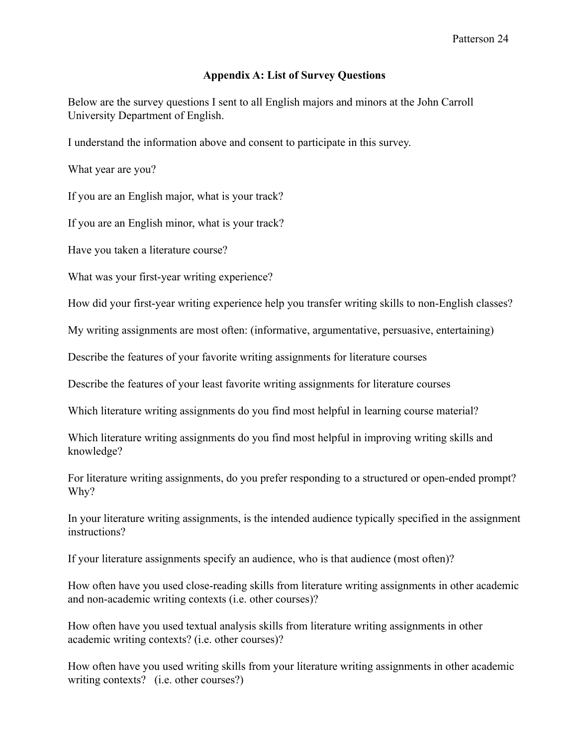## Appendix A: List of Survey Questions

Below are the survey questions I sent to all English majors and minors at the John Carroll University Department of English.

I understand the information above and consent to participate in this survey.

What year are you?

If you are an English major, what is your track?

If you are an English minor, what is your track?

Have you taken a literature course?

What was your first-year writing experience?

How did your first-year writing experience help you transfer writing skills to non-English classes?

My writing assignments are most often: (informative, argumentative, persuasive, entertaining)

Describe the features of your favorite writing assignments for literature courses

Describe the features of your least favorite writing assignments for literature courses

Which literature writing assignments do you find most helpful in learning course material?

Which literature writing assignments do you find most helpful in improving writing skills and knowledge?

For literature writing assignments, do you prefer responding to a structured or open-ended prompt? Why?

In your literature writing assignments, is the intended audience typically specified in the assignment instructions?

If your literature assignments specify an audience, who is that audience (most often)?

How often have you used close-reading skills from literature writing assignments in other academic and non-academic writing contexts (i.e. other courses)?

How often have you used textual analysis skills from literature writing assignments in other academic writing contexts? (i.e. other courses)?

How often have you used writing skills from your literature writing assignments in other academic writing contexts? (i.e. other courses?)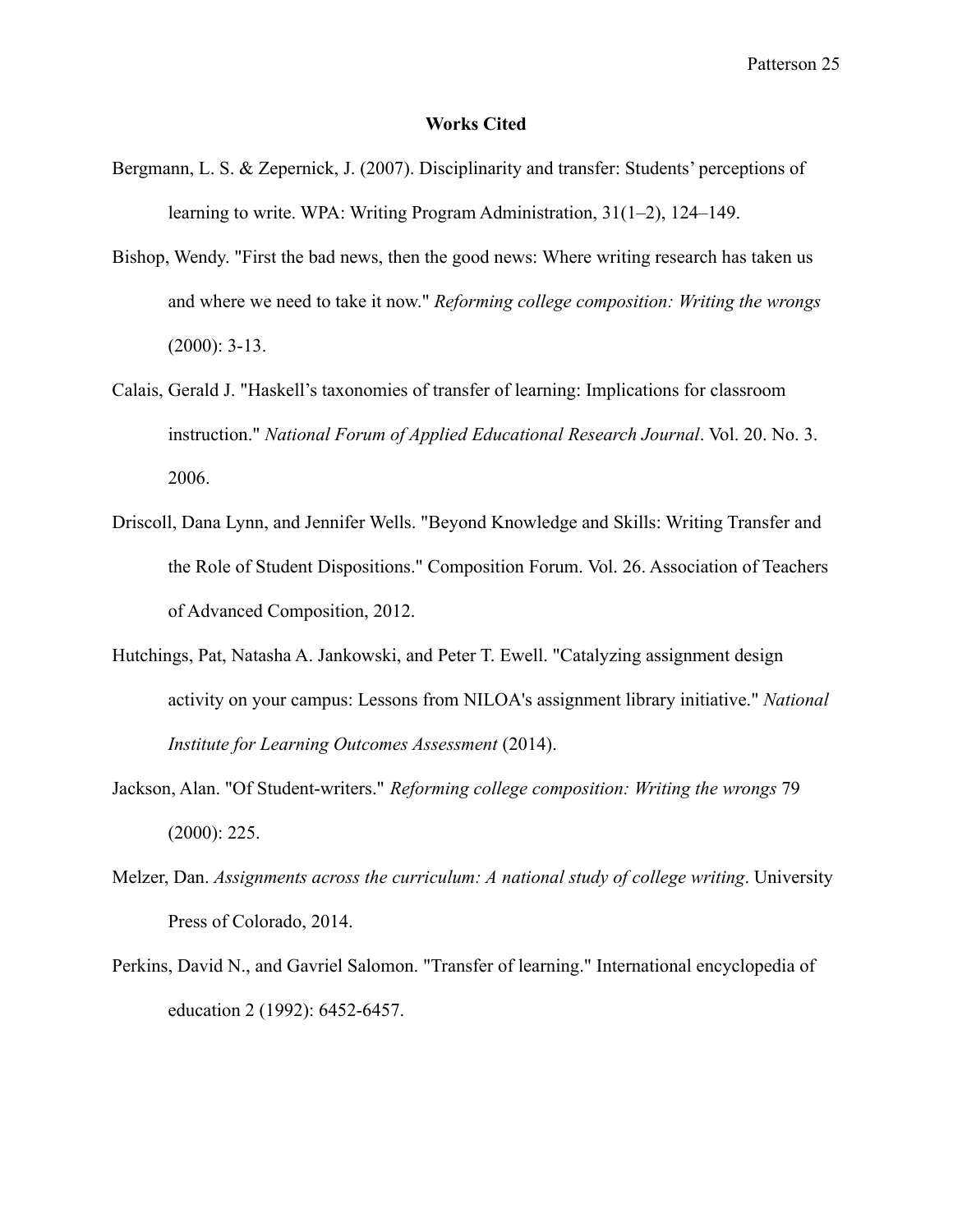## Works Cited

Bergmann, L. S. & Zepernick, J. (2007). Disciplinarity and transfer: Students' perceptions of learning to write. WPA: Writing Program Administration, 31(1–2), 124–149.

Bishop, Wendy. "First the bad news, then the good news: Where writing research has taken us and where we need to take it now." *Reforming college composition: Writing the wrongs* (2000): 3-13.

Calais, Gerald J. "Haskell's taxonomies of transfer of learning: Implications for classroom instruction." *National Forum of Applied Educational Research Journal*. Vol. 20. No. 3. 2006.

Driscoll, Dana Lynn, and Jennifer Wells. "Beyond Knowledge and Skills: Writing Transfer and the Role of Student Dispositions." Composition Forum. Vol. 26. Association of Teachers of Advanced Composition, 2012.

Hutchings, Pat, Natasha A. Jankowski, and Peter T. Ewell. "Catalyzing assignment design activity on your campus: Lessons from NILOA's assignment library initiative." *National Institute for Learning Outcomes Assessment* (2014).

Jackson, Alan. "Of Student-writers." *Reforming college composition: Writing the wrongs* 79 (2000): 225.

Melzer, Dan. *Assignments across the curriculum: A national study of college writing*. University Press of Colorado, 2014.

Perkins, David N., and Gavriel Salomon. "Transfer of learning." International encyclopedia of education 2 (1992): 6452-6457.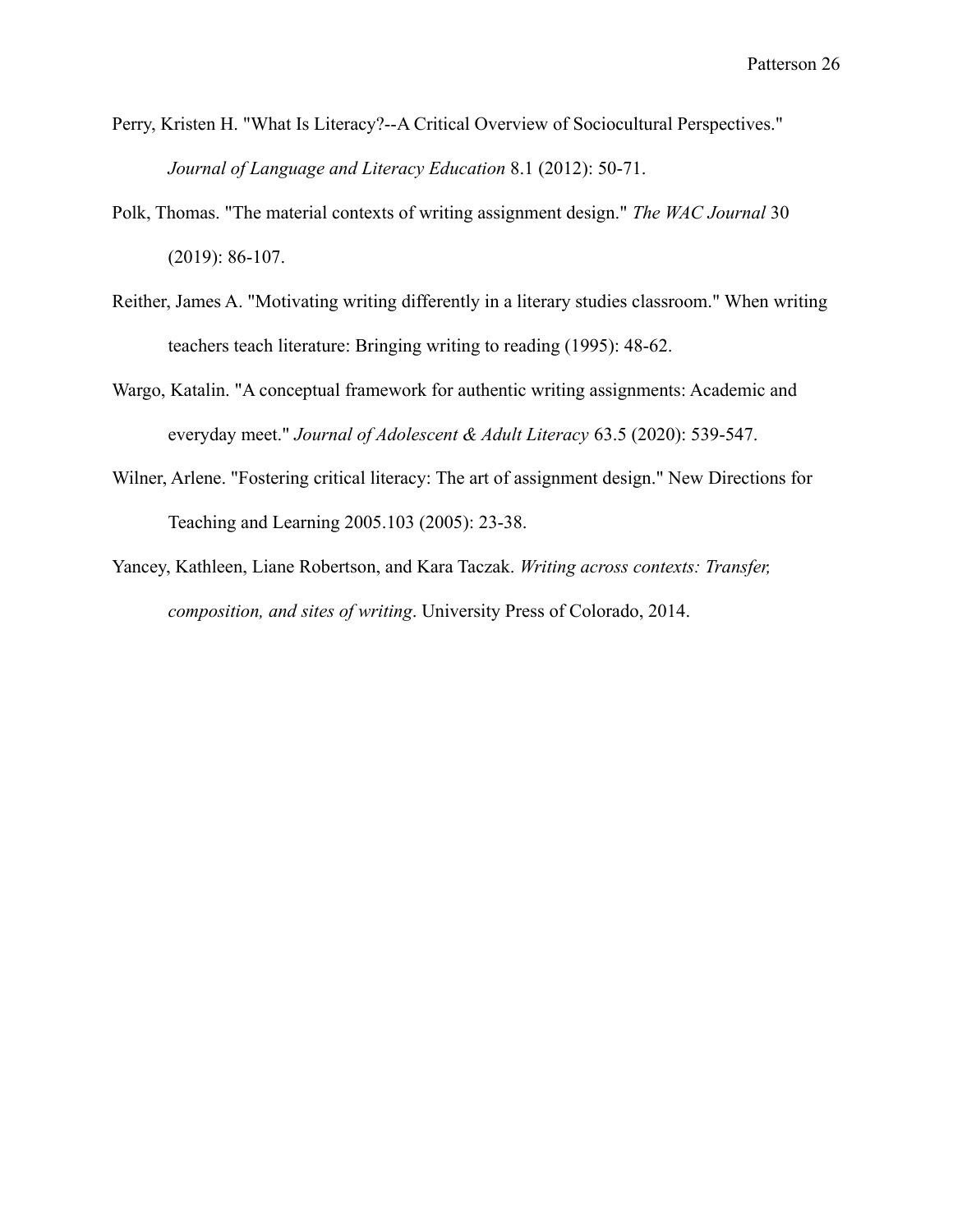Perry, Kristen H. "What Is Literacy?--A Critical Overview of Sociocultural Perspectives." *Journal of Language and Literacy Education* 8.1 (2012): 50-71.

Polk, Thomas. "The material contexts of writing assignment design." *The WAC Journal* 30 (2019): 86-107.

Reither, James A. "Motivating writing differently in a literary studies classroom." When writing teachers teach literature: Bringing writing to reading (1995): 48-62.

Wargo, Katalin. "A conceptual framework for authentic writing assignments: Academic and everyday meet." *Journal of Adolescent & Adult Literacy* 63.5 (2020): 539-547.

Wilner, Arlene. "Fostering critical literacy: The art of assignment design." New Directions for Teaching and Learning 2005.103 (2005): 23-38.

Yancey, Kathleen, Liane Robertson, and Kara Taczak. *Writing across contexts: Transfer, composition, and sites of writing*. University Press of Colorado, 2014.